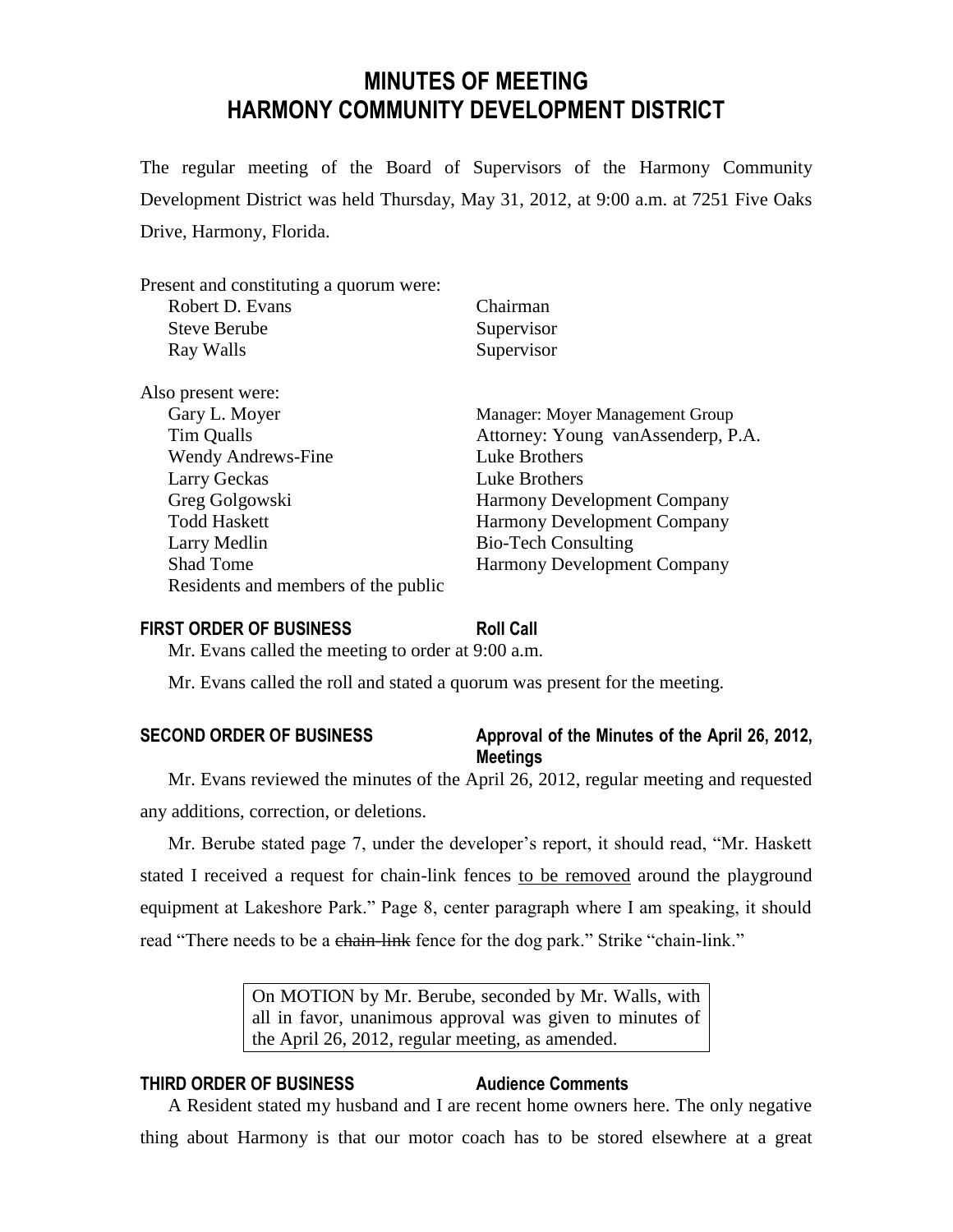# MINUTES OF MEETING
# HARMONY COMMUNITY DEVELOPMENT DISTRICT

The regular meeting of the Board of Supervisors of the Harmony Community Development District was held Thursday, May 31, 2012, at 9:00 a.m. at 7251 Five Oaks Drive, Harmony, Florida.

Present and constituting a quorum were:

| | |
|---|---|
| Robert D. Evans | Chairman |
| Steve Berube | Supervisor |
| Ray Walls | Supervisor |

Also present were:

| | |
|---|---|
| Gary L. Moyer | Manager: Moyer Management Group |
| Tim Qualls | Attorney: Young vanAssenderp, P.A. |
| Wendy Andrews-Fine | Luke Brothers |
| Larry Geckas | Luke Brothers |
| Greg Golgowski | Harmony Development Company |
| Todd Haskett | Harmony Development Company |
| Larry Medlin | Bio-Tech Consulting |
| Shad Tome | Harmony Development Company |
| Residents and members of the public | |

**FIRST ORDER OF BUSINESS** **Roll Call**

Mr. Evans called the meeting to order at 9:00 a.m.

Mr. Evans called the roll and stated a quorum was present for the meeting.

**SECOND ORDER OF BUSINESS** **Approval of the Minutes of the April 26, 2012, Meetings**

Mr. Evans reviewed the minutes of the April 26, 2012, regular meeting and requested any additions, correction, or deletions.

Mr. Berube stated page 7, under the developer's report, it should read, "Mr. Haskett stated I received a request for chain-link fences to be removed around the playground equipment at Lakeshore Park." Page 8, center paragraph where I am speaking, it should read "There needs to be a ~~chain-link~~ fence for the dog park." Strike "chain-link."

> On MOTION by Mr. Berube, seconded by Mr. Walls, with all in favor, unanimous approval was given to minutes of the April 26, 2012, regular meeting, as amended.

**THIRD ORDER OF BUSINESS** **Audience Comments**

A Resident stated my husband and I are recent home owners here. The only negative thing about Harmony is that our motor coach has to be stored elsewhere at a great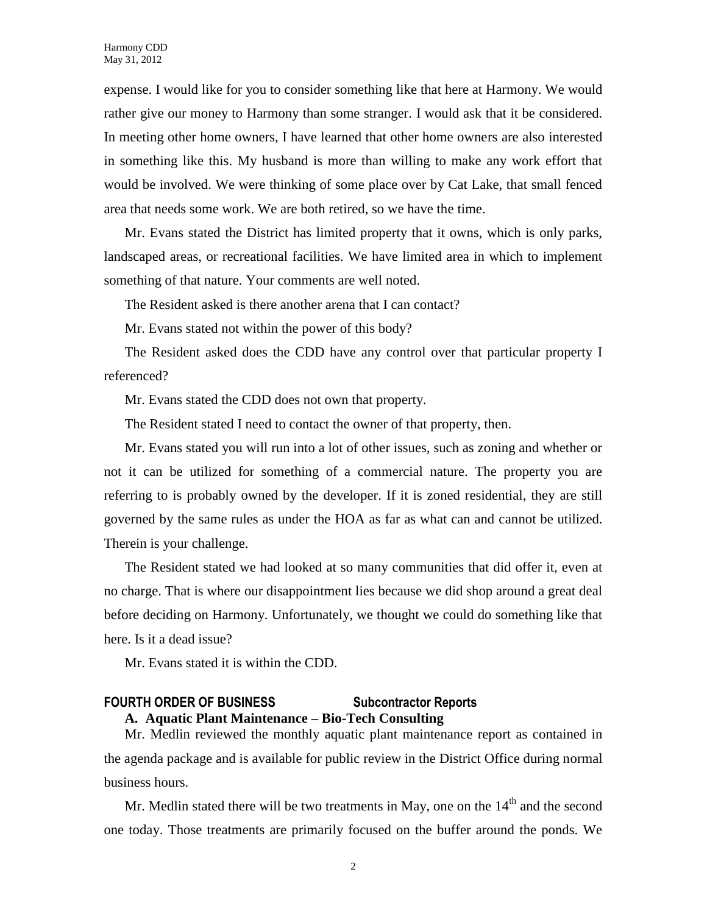expense. I would like for you to consider something like that here at Harmony. We would rather give our money to Harmony than some stranger. I would ask that it be considered. In meeting other home owners, I have learned that other home owners are also interested in something like this. My husband is more than willing to make any work effort that would be involved. We were thinking of some place over by Cat Lake, that small fenced area that needs some work. We are both retired, so we have the time.

Mr. Evans stated the District has limited property that it owns, which is only parks, landscaped areas, or recreational facilities. We have limited area in which to implement something of that nature. Your comments are well noted.

The Resident asked is there another arena that I can contact?

Mr. Evans stated not within the power of this body?

The Resident asked does the CDD have any control over that particular property I referenced?

Mr. Evans stated the CDD does not own that property.

The Resident stated I need to contact the owner of that property, then.

Mr. Evans stated you will run into a lot of other issues, such as zoning and whether or not it can be utilized for something of a commercial nature. The property you are referring to is probably owned by the developer. If it is zoned residential, they are still governed by the same rules as under the HOA as far as what can and cannot be utilized. Therein is your challenge.

The Resident stated we had looked at so many communities that did offer it, even at no charge. That is where our disappointment lies because we did shop around a great deal before deciding on Harmony. Unfortunately, we thought we could do something like that here. Is it a dead issue?

Mr. Evans stated it is within the CDD.

**FOURTH ORDER OF BUSINESS Subcontractor Reports**

**A. Aquatic Plant Maintenance – Bio-Tech Consulting**

Mr. Medlin reviewed the monthly aquatic plant maintenance report as contained in the agenda package and is available for public review in the District Office during normal business hours.

Mr. Medlin stated there will be two treatments in May, one on the 14th and the second one today. Those treatments are primarily focused on the buffer around the ponds. We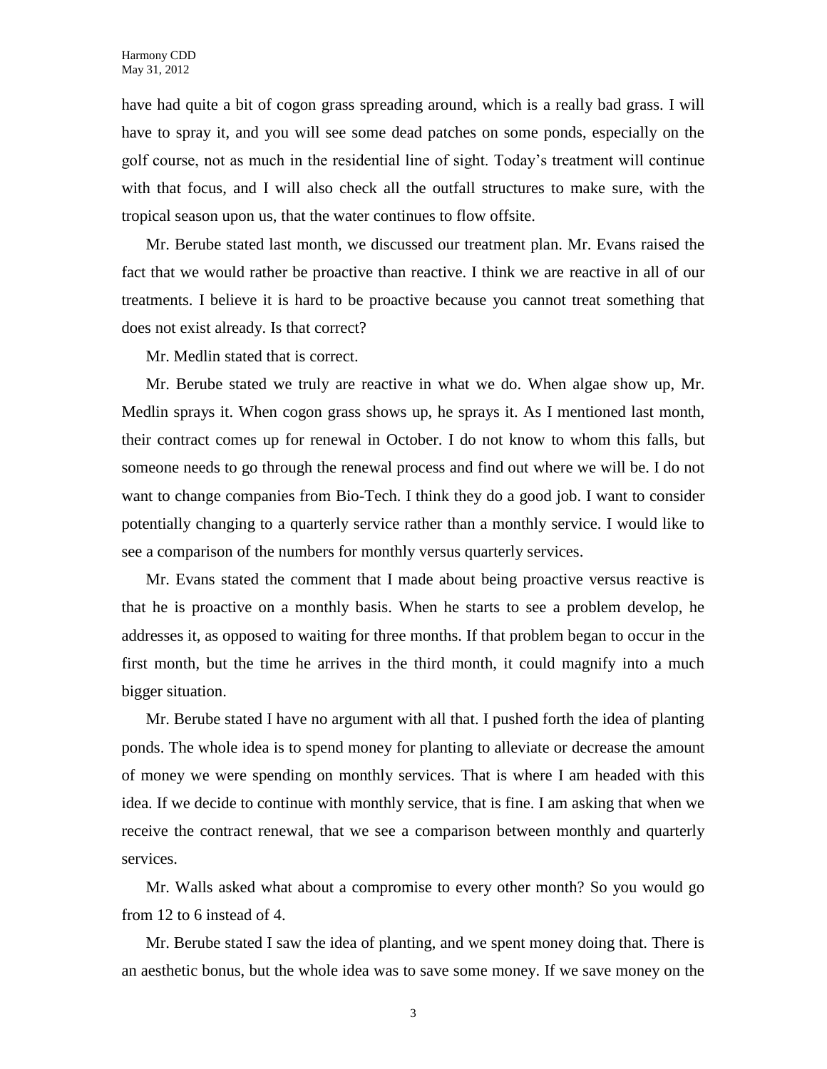have had quite a bit of cogon grass spreading around, which is a really bad grass. I will have to spray it, and you will see some dead patches on some ponds, especially on the golf course, not as much in the residential line of sight. Today's treatment will continue with that focus, and I will also check all the outfall structures to make sure, with the tropical season upon us, that the water continues to flow offsite.

Mr. Berube stated last month, we discussed our treatment plan. Mr. Evans raised the fact that we would rather be proactive than reactive. I think we are reactive in all of our treatments. I believe it is hard to be proactive because you cannot treat something that does not exist already. Is that correct?

Mr. Medlin stated that is correct.

Mr. Berube stated we truly are reactive in what we do. When algae show up, Mr. Medlin sprays it. When cogon grass shows up, he sprays it. As I mentioned last month, their contract comes up for renewal in October. I do not know to whom this falls, but someone needs to go through the renewal process and find out where we will be. I do not want to change companies from Bio-Tech. I think they do a good job. I want to consider potentially changing to a quarterly service rather than a monthly service. I would like to see a comparison of the numbers for monthly versus quarterly services.

Mr. Evans stated the comment that I made about being proactive versus reactive is that he is proactive on a monthly basis. When he starts to see a problem develop, he addresses it, as opposed to waiting for three months. If that problem began to occur in the first month, but the time he arrives in the third month, it could magnify into a much bigger situation.

Mr. Berube stated I have no argument with all that. I pushed forth the idea of planting ponds. The whole idea is to spend money for planting to alleviate or decrease the amount of money we were spending on monthly services. That is where I am headed with this idea. If we decide to continue with monthly service, that is fine. I am asking that when we receive the contract renewal, that we see a comparison between monthly and quarterly services.

Mr. Walls asked what about a compromise to every other month? So you would go from 12 to 6 instead of 4.

Mr. Berube stated I saw the idea of planting, and we spent money doing that. There is an aesthetic bonus, but the whole idea was to save some money. If we save money on the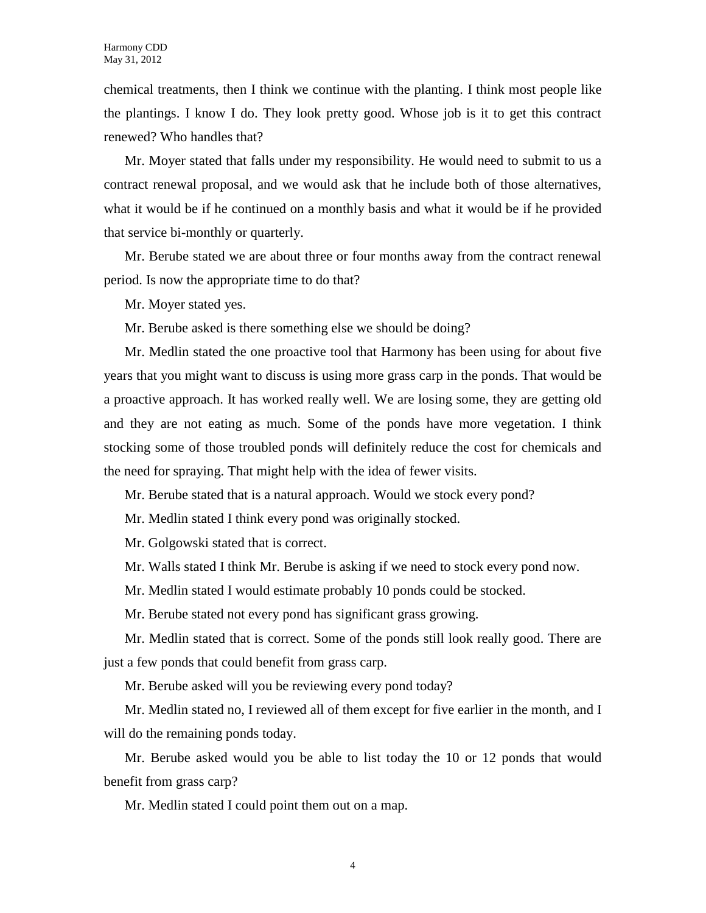chemical treatments, then I think we continue with the planting. I think most people like the plantings. I know I do. They look pretty good. Whose job is it to get this contract renewed? Who handles that?

Mr. Moyer stated that falls under my responsibility. He would need to submit to us a contract renewal proposal, and we would ask that he include both of those alternatives, what it would be if he continued on a monthly basis and what it would be if he provided that service bi-monthly or quarterly.

Mr. Berube stated we are about three or four months away from the contract renewal period. Is now the appropriate time to do that?

Mr. Moyer stated yes.

Mr. Berube asked is there something else we should be doing?

Mr. Medlin stated the one proactive tool that Harmony has been using for about five years that you might want to discuss is using more grass carp in the ponds. That would be a proactive approach. It has worked really well. We are losing some, they are getting old and they are not eating as much. Some of the ponds have more vegetation. I think stocking some of those troubled ponds will definitely reduce the cost for chemicals and the need for spraying. That might help with the idea of fewer visits.

Mr. Berube stated that is a natural approach. Would we stock every pond?

Mr. Medlin stated I think every pond was originally stocked.

Mr. Golgowski stated that is correct.

Mr. Walls stated I think Mr. Berube is asking if we need to stock every pond now.

Mr. Medlin stated I would estimate probably 10 ponds could be stocked.

Mr. Berube stated not every pond has significant grass growing.

Mr. Medlin stated that is correct. Some of the ponds still look really good. There are just a few ponds that could benefit from grass carp.

Mr. Berube asked will you be reviewing every pond today?

Mr. Medlin stated no, I reviewed all of them except for five earlier in the month, and I will do the remaining ponds today.

Mr. Berube asked would you be able to list today the 10 or 12 ponds that would benefit from grass carp?

Mr. Medlin stated I could point them out on a map.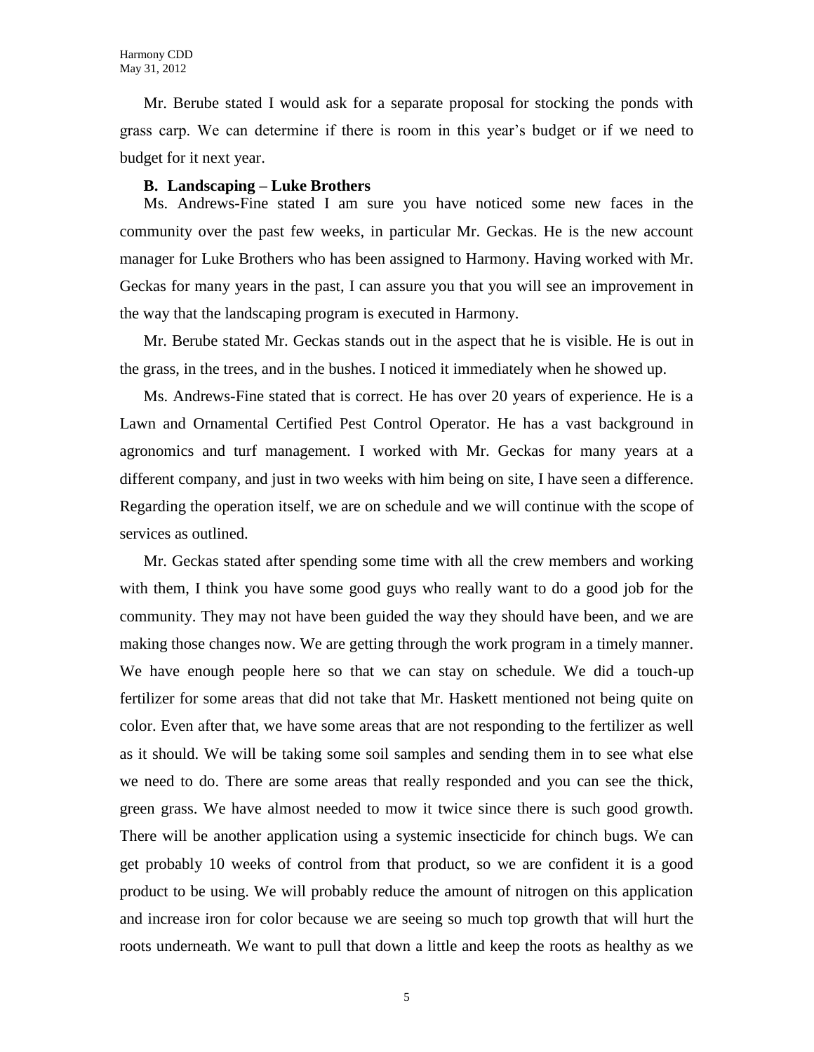Mr. Berube stated I would ask for a separate proposal for stocking the ponds with grass carp. We can determine if there is room in this year's budget or if we need to budget for it next year.

### B. Landscaping – Luke Brothers

Ms. Andrews-Fine stated I am sure you have noticed some new faces in the community over the past few weeks, in particular Mr. Geckas. He is the new account manager for Luke Brothers who has been assigned to Harmony. Having worked with Mr. Geckas for many years in the past, I can assure you that you will see an improvement in the way that the landscaping program is executed in Harmony.

Mr. Berube stated Mr. Geckas stands out in the aspect that he is visible. He is out in the grass, in the trees, and in the bushes. I noticed it immediately when he showed up.

Ms. Andrews-Fine stated that is correct. He has over 20 years of experience. He is a Lawn and Ornamental Certified Pest Control Operator. He has a vast background in agronomics and turf management. I worked with Mr. Geckas for many years at a different company, and just in two weeks with him being on site, I have seen a difference. Regarding the operation itself, we are on schedule and we will continue with the scope of services as outlined.

Mr. Geckas stated after spending some time with all the crew members and working with them, I think you have some good guys who really want to do a good job for the community. They may not have been guided the way they should have been, and we are making those changes now. We are getting through the work program in a timely manner. We have enough people here so that we can stay on schedule. We did a touch-up fertilizer for some areas that did not take that Mr. Haskett mentioned not being quite on color. Even after that, we have some areas that are not responding to the fertilizer as well as it should. We will be taking some soil samples and sending them in to see what else we need to do. There are some areas that really responded and you can see the thick, green grass. We have almost needed to mow it twice since there is such good growth. There will be another application using a systemic insecticide for chinch bugs. We can get probably 10 weeks of control from that product, so we are confident it is a good product to be using. We will probably reduce the amount of nitrogen on this application and increase iron for color because we are seeing so much top growth that will hurt the roots underneath. We want to pull that down a little and keep the roots as healthy as we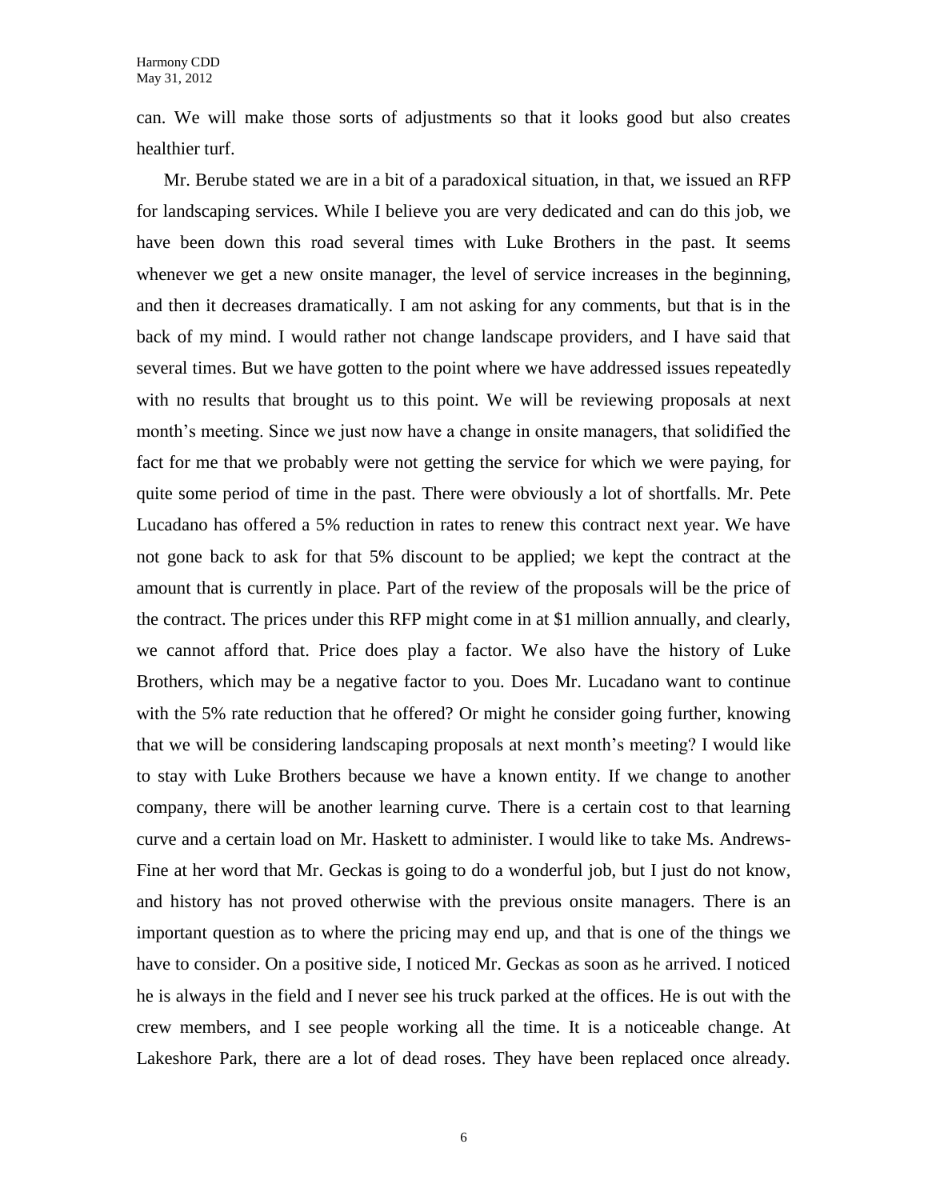can. We will make those sorts of adjustments so that it looks good but also creates healthier turf.

Mr. Berube stated we are in a bit of a paradoxical situation, in that, we issued an RFP for landscaping services. While I believe you are very dedicated and can do this job, we have been down this road several times with Luke Brothers in the past. It seems whenever we get a new onsite manager, the level of service increases in the beginning, and then it decreases dramatically. I am not asking for any comments, but that is in the back of my mind. I would rather not change landscape providers, and I have said that several times. But we have gotten to the point where we have addressed issues repeatedly with no results that brought us to this point. We will be reviewing proposals at next month's meeting. Since we just now have a change in onsite managers, that solidified the fact for me that we probably were not getting the service for which we were paying, for quite some period of time in the past. There were obviously a lot of shortfalls. Mr. Pete Lucadano has offered a 5% reduction in rates to renew this contract next year. We have not gone back to ask for that 5% discount to be applied; we kept the contract at the amount that is currently in place. Part of the review of the proposals will be the price of the contract. The prices under this RFP might come in at $1 million annually, and clearly, we cannot afford that. Price does play a factor. We also have the history of Luke Brothers, which may be a negative factor to you. Does Mr. Lucadano want to continue with the 5% rate reduction that he offered? Or might he consider going further, knowing that we will be considering landscaping proposals at next month's meeting? I would like to stay with Luke Brothers because we have a known entity. If we change to another company, there will be another learning curve. There is a certain cost to that learning curve and a certain load on Mr. Haskett to administer. I would like to take Ms. Andrews-Fine at her word that Mr. Geckas is going to do a wonderful job, but I just do not know, and history has not proved otherwise with the previous onsite managers. There is an important question as to where the pricing may end up, and that is one of the things we have to consider. On a positive side, I noticed Mr. Geckas as soon as he arrived. I noticed he is always in the field and I never see his truck parked at the offices. He is out with the crew members, and I see people working all the time. It is a noticeable change. At Lakeshore Park, there are a lot of dead roses. They have been replaced once already.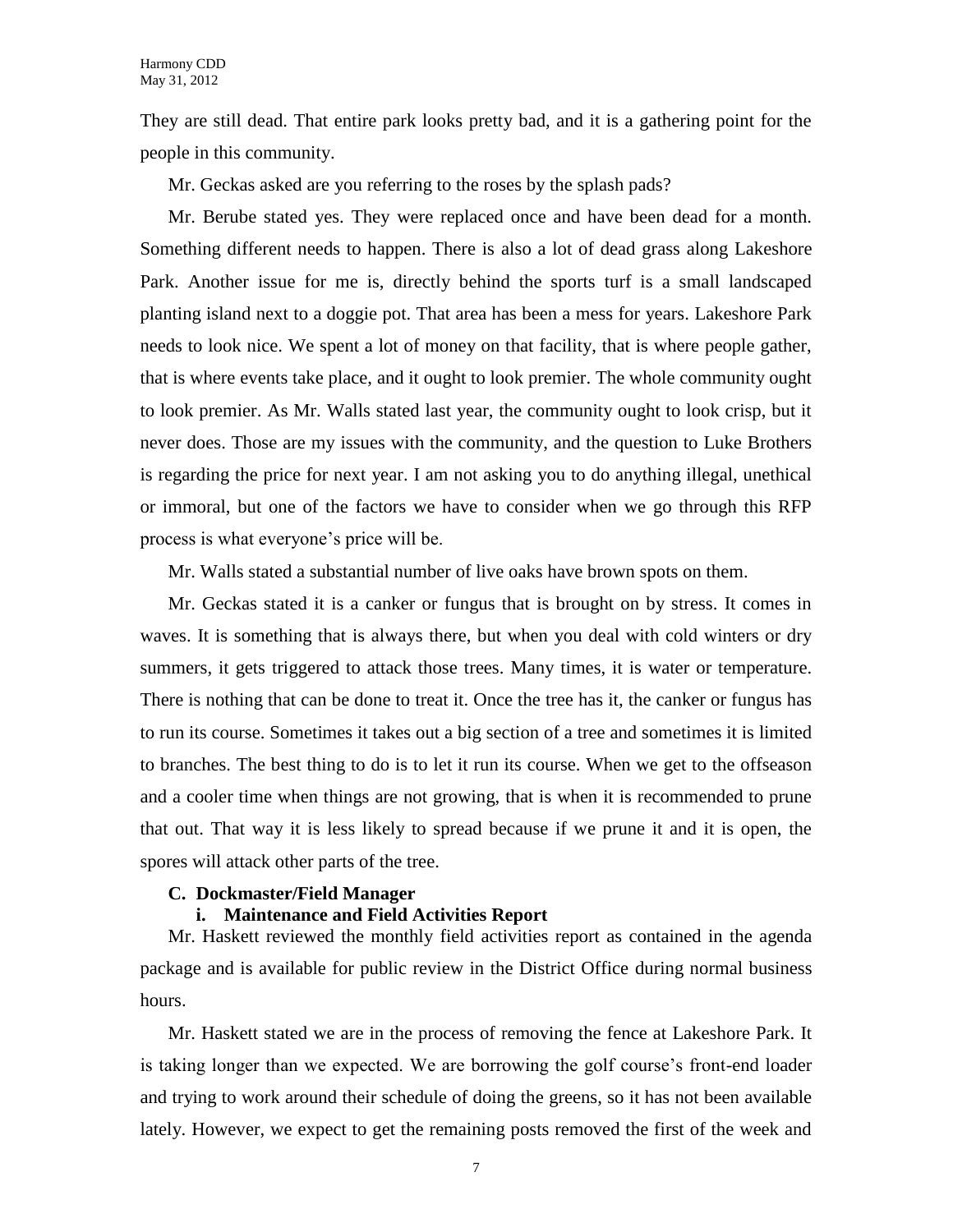They are still dead. That entire park looks pretty bad, and it is a gathering point for the people in this community.

Mr. Geckas asked are you referring to the roses by the splash pads?

Mr. Berube stated yes. They were replaced once and have been dead for a month. Something different needs to happen. There is also a lot of dead grass along Lakeshore Park. Another issue for me is, directly behind the sports turf is a small landscaped planting island next to a doggie pot. That area has been a mess for years. Lakeshore Park needs to look nice. We spent a lot of money on that facility, that is where people gather, that is where events take place, and it ought to look premier. The whole community ought to look premier. As Mr. Walls stated last year, the community ought to look crisp, but it never does. Those are my issues with the community, and the question to Luke Brothers is regarding the price for next year. I am not asking you to do anything illegal, unethical or immoral, but one of the factors we have to consider when we go through this RFP process is what everyone's price will be.

Mr. Walls stated a substantial number of live oaks have brown spots on them.

Mr. Geckas stated it is a canker or fungus that is brought on by stress. It comes in waves. It is something that is always there, but when you deal with cold winters or dry summers, it gets triggered to attack those trees. Many times, it is water or temperature. There is nothing that can be done to treat it. Once the tree has it, the canker or fungus has to run its course. Sometimes it takes out a big section of a tree and sometimes it is limited to branches. The best thing to do is to let it run its course. When we get to the offseason and a cooler time when things are not growing, that is when it is recommended to prune that out. That way it is less likely to spread because if we prune it and it is open, the spores will attack other parts of the tree.

**C. Dockmaster/Field Manager**

**i. Maintenance and Field Activities Report**

Mr. Haskett reviewed the monthly field activities report as contained in the agenda package and is available for public review in the District Office during normal business hours.

Mr. Haskett stated we are in the process of removing the fence at Lakeshore Park. It is taking longer than we expected. We are borrowing the golf course's front-end loader and trying to work around their schedule of doing the greens, so it has not been available lately. However, we expect to get the remaining posts removed the first of the week and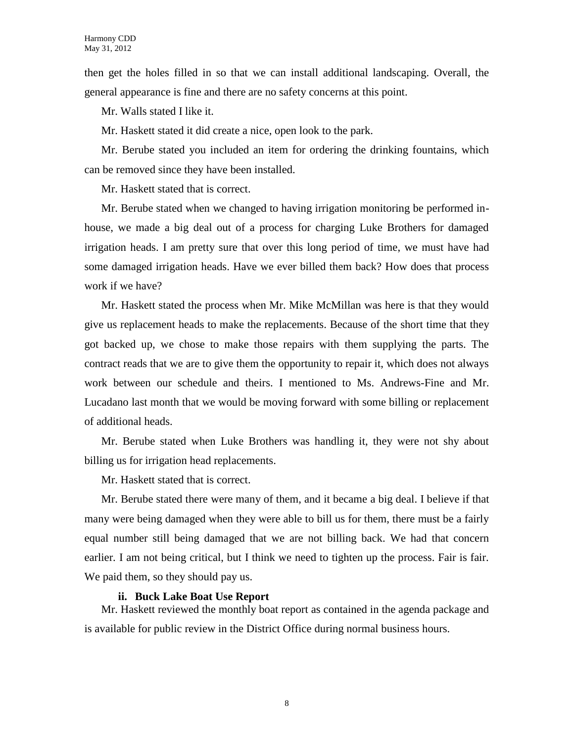then get the holes filled in so that we can install additional landscaping. Overall, the general appearance is fine and there are no safety concerns at this point.

Mr. Walls stated I like it.

Mr. Haskett stated it did create a nice, open look to the park.

Mr. Berube stated you included an item for ordering the drinking fountains, which can be removed since they have been installed.

Mr. Haskett stated that is correct.

Mr. Berube stated when we changed to having irrigation monitoring be performed in-house, we made a big deal out of a process for charging Luke Brothers for damaged irrigation heads. I am pretty sure that over this long period of time, we must have had some damaged irrigation heads. Have we ever billed them back? How does that process work if we have?

Mr. Haskett stated the process when Mr. Mike McMillan was here is that they would give us replacement heads to make the replacements. Because of the short time that they got backed up, we chose to make those repairs with them supplying the parts. The contract reads that we are to give them the opportunity to repair it, which does not always work between our schedule and theirs. I mentioned to Ms. Andrews-Fine and Mr. Lucadano last month that we would be moving forward with some billing or replacement of additional heads.

Mr. Berube stated when Luke Brothers was handling it, they were not shy about billing us for irrigation head replacements.

Mr. Haskett stated that is correct.

Mr. Berube stated there were many of them, and it became a big deal. I believe if that many were being damaged when they were able to bill us for them, there must be a fairly equal number still being damaged that we are not billing back. We had that concern earlier. I am not being critical, but I think we need to tighten up the process. Fair is fair. We paid them, so they should pay us.

**ii. Buck Lake Boat Use Report**

Mr. Haskett reviewed the monthly boat report as contained in the agenda package and is available for public review in the District Office during normal business hours.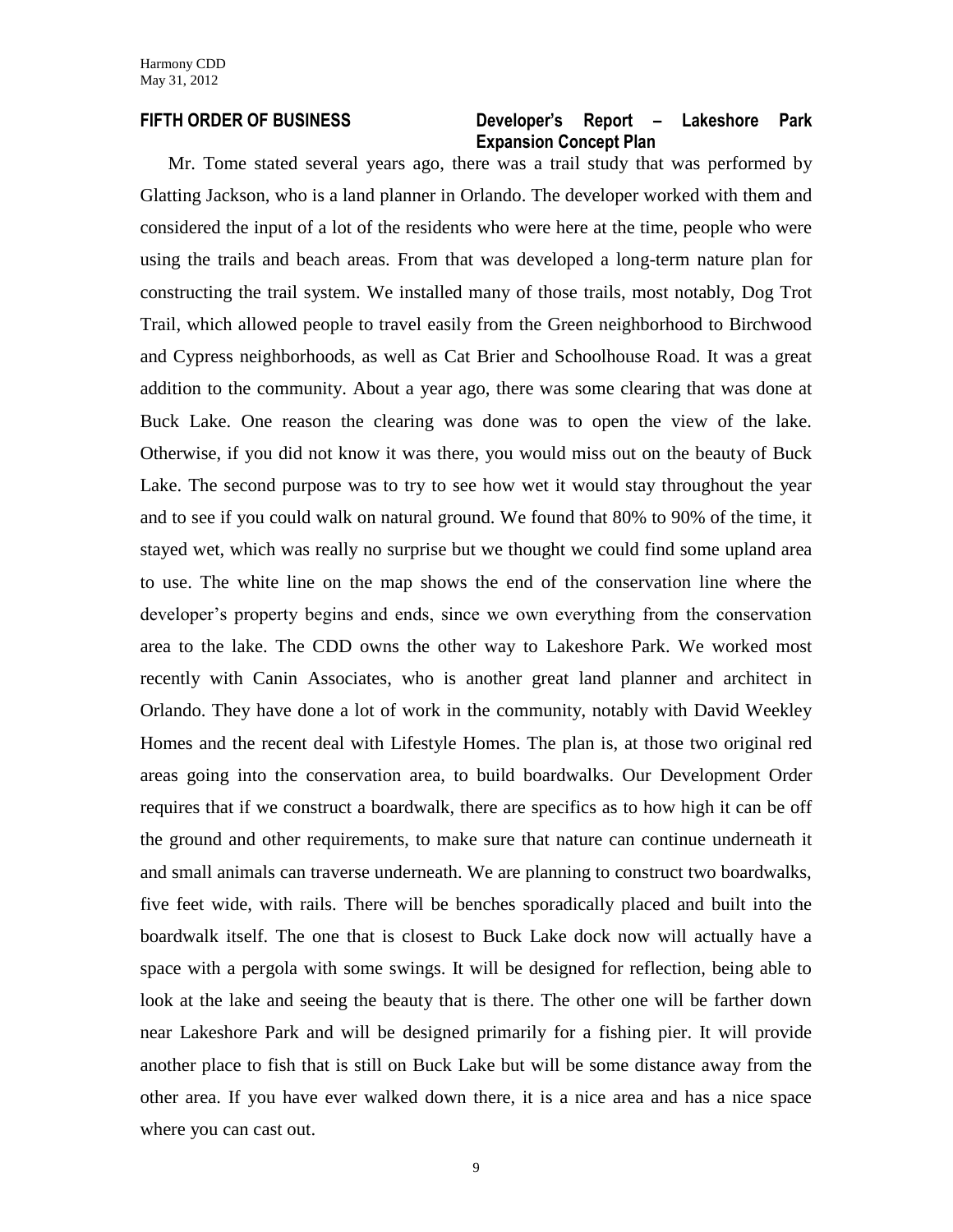**FIFTH ORDER OF BUSINESS** **Developer's Report – Lakeshore Park Expansion Concept Plan**

Mr. Tome stated several years ago, there was a trail study that was performed by Glatting Jackson, who is a land planner in Orlando. The developer worked with them and considered the input of a lot of the residents who were here at the time, people who were using the trails and beach areas. From that was developed a long-term nature plan for constructing the trail system. We installed many of those trails, most notably, Dog Trot Trail, which allowed people to travel easily from the Green neighborhood to Birchwood and Cypress neighborhoods, as well as Cat Brier and Schoolhouse Road. It was a great addition to the community. About a year ago, there was some clearing that was done at Buck Lake. One reason the clearing was done was to open the view of the lake. Otherwise, if you did not know it was there, you would miss out on the beauty of Buck Lake. The second purpose was to try to see how wet it would stay throughout the year and to see if you could walk on natural ground. We found that 80% to 90% of the time, it stayed wet, which was really no surprise but we thought we could find some upland area to use. The white line on the map shows the end of the conservation line where the developer's property begins and ends, since we own everything from the conservation area to the lake. The CDD owns the other way to Lakeshore Park. We worked most recently with Canin Associates, who is another great land planner and architect in Orlando. They have done a lot of work in the community, notably with David Weekley Homes and the recent deal with Lifestyle Homes. The plan is, at those two original red areas going into the conservation area, to build boardwalks. Our Development Order requires that if we construct a boardwalk, there are specifics as to how high it can be off the ground and other requirements, to make sure that nature can continue underneath it and small animals can traverse underneath. We are planning to construct two boardwalks, five feet wide, with rails. There will be benches sporadically placed and built into the boardwalk itself. The one that is closest to Buck Lake dock now will actually have a space with a pergola with some swings. It will be designed for reflection, being able to look at the lake and seeing the beauty that is there. The other one will be farther down near Lakeshore Park and will be designed primarily for a fishing pier. It will provide another place to fish that is still on Buck Lake but will be some distance away from the other area. If you have ever walked down there, it is a nice area and has a nice space where you can cast out.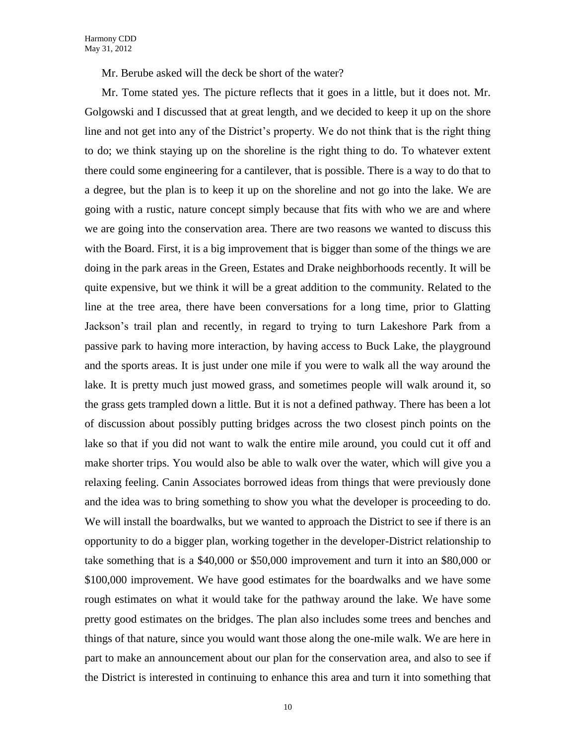Mr. Berube asked will the deck be short of the water?

Mr. Tome stated yes. The picture reflects that it goes in a little, but it does not. Mr. Golgowski and I discussed that at great length, and we decided to keep it up on the shore line and not get into any of the District's property. We do not think that is the right thing to do; we think staying up on the shoreline is the right thing to do. To whatever extent there could some engineering for a cantilever, that is possible. There is a way to do that to a degree, but the plan is to keep it up on the shoreline and not go into the lake. We are going with a rustic, nature concept simply because that fits with who we are and where we are going into the conservation area. There are two reasons we wanted to discuss this with the Board. First, it is a big improvement that is bigger than some of the things we are doing in the park areas in the Green, Estates and Drake neighborhoods recently. It will be quite expensive, but we think it will be a great addition to the community. Related to the line at the tree area, there have been conversations for a long time, prior to Glatting Jackson's trail plan and recently, in regard to trying to turn Lakeshore Park from a passive park to having more interaction, by having access to Buck Lake, the playground and the sports areas. It is just under one mile if you were to walk all the way around the lake. It is pretty much just mowed grass, and sometimes people will walk around it, so the grass gets trampled down a little. But it is not a defined pathway. There has been a lot of discussion about possibly putting bridges across the two closest pinch points on the lake so that if you did not want to walk the entire mile around, you could cut it off and make shorter trips. You would also be able to walk over the water, which will give you a relaxing feeling. Canin Associates borrowed ideas from things that were previously done and the idea was to bring something to show you what the developer is proceeding to do. We will install the boardwalks, but we wanted to approach the District to see if there is an opportunity to do a bigger plan, working together in the developer-District relationship to take something that is a $40,000 or $50,000 improvement and turn it into an $80,000 or $100,000 improvement. We have good estimates for the boardwalks and we have some rough estimates on what it would take for the pathway around the lake. We have some pretty good estimates on the bridges. The plan also includes some trees and benches and things of that nature, since you would want those along the one-mile walk. We are here in part to make an announcement about our plan for the conservation area, and also to see if the District is interested in continuing to enhance this area and turn it into something that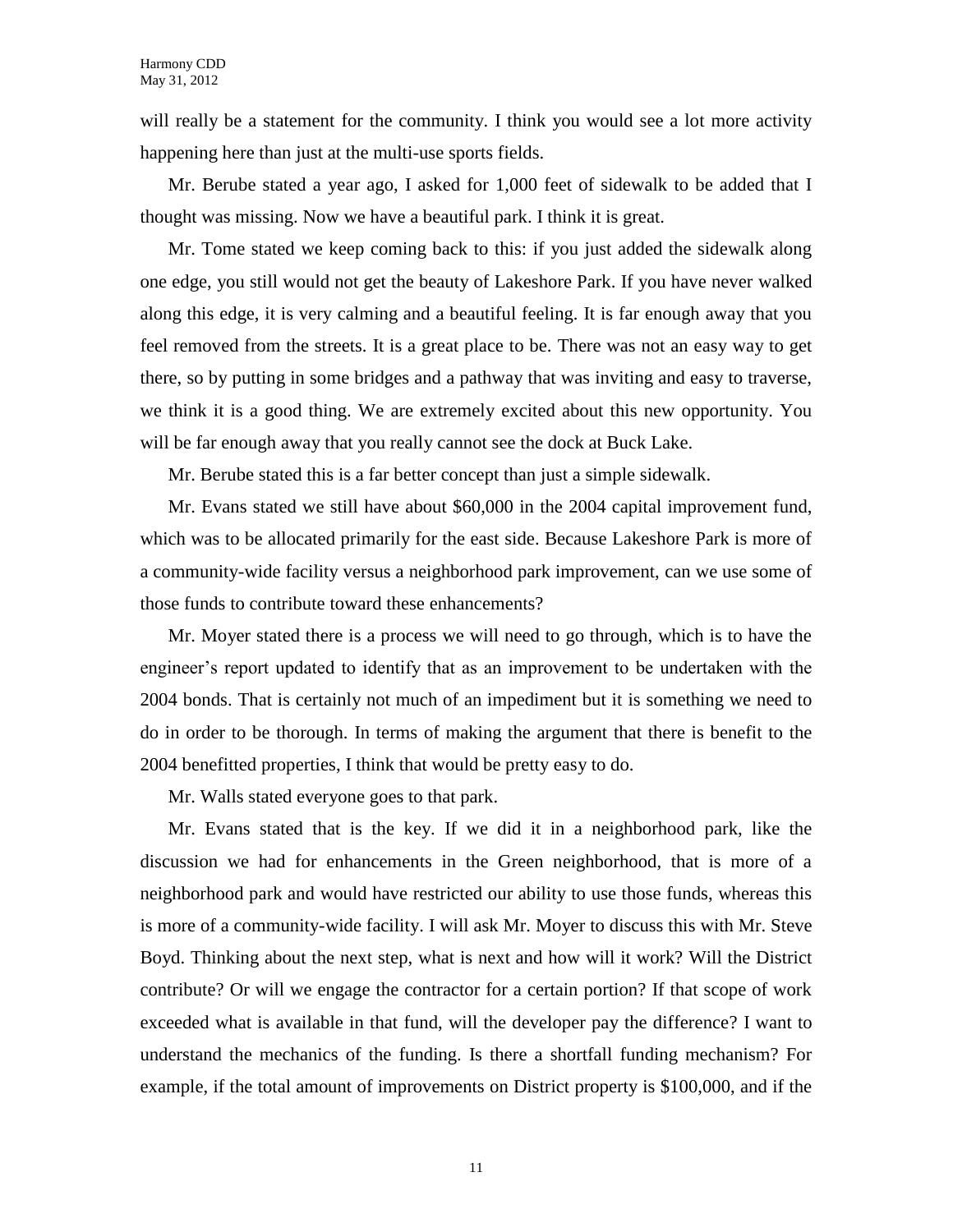will really be a statement for the community. I think you would see a lot more activity happening here than just at the multi-use sports fields.

Mr. Berube stated a year ago, I asked for 1,000 feet of sidewalk to be added that I thought was missing. Now we have a beautiful park. I think it is great.

Mr. Tome stated we keep coming back to this: if you just added the sidewalk along one edge, you still would not get the beauty of Lakeshore Park. If you have never walked along this edge, it is very calming and a beautiful feeling. It is far enough away that you feel removed from the streets. It is a great place to be. There was not an easy way to get there, so by putting in some bridges and a pathway that was inviting and easy to traverse, we think it is a good thing. We are extremely excited about this new opportunity. You will be far enough away that you really cannot see the dock at Buck Lake.

Mr. Berube stated this is a far better concept than just a simple sidewalk.

Mr. Evans stated we still have about $60,000 in the 2004 capital improvement fund, which was to be allocated primarily for the east side. Because Lakeshore Park is more of a community-wide facility versus a neighborhood park improvement, can we use some of those funds to contribute toward these enhancements?

Mr. Moyer stated there is a process we will need to go through, which is to have the engineer's report updated to identify that as an improvement to be undertaken with the 2004 bonds. That is certainly not much of an impediment but it is something we need to do in order to be thorough. In terms of making the argument that there is benefit to the 2004 benefitted properties, I think that would be pretty easy to do.

Mr. Walls stated everyone goes to that park.

Mr. Evans stated that is the key. If we did it in a neighborhood park, like the discussion we had for enhancements in the Green neighborhood, that is more of a neighborhood park and would have restricted our ability to use those funds, whereas this is more of a community-wide facility. I will ask Mr. Moyer to discuss this with Mr. Steve Boyd. Thinking about the next step, what is next and how will it work? Will the District contribute? Or will we engage the contractor for a certain portion? If that scope of work exceeded what is available in that fund, will the developer pay the difference? I want to understand the mechanics of the funding. Is there a shortfall funding mechanism? For example, if the total amount of improvements on District property is $100,000, and if the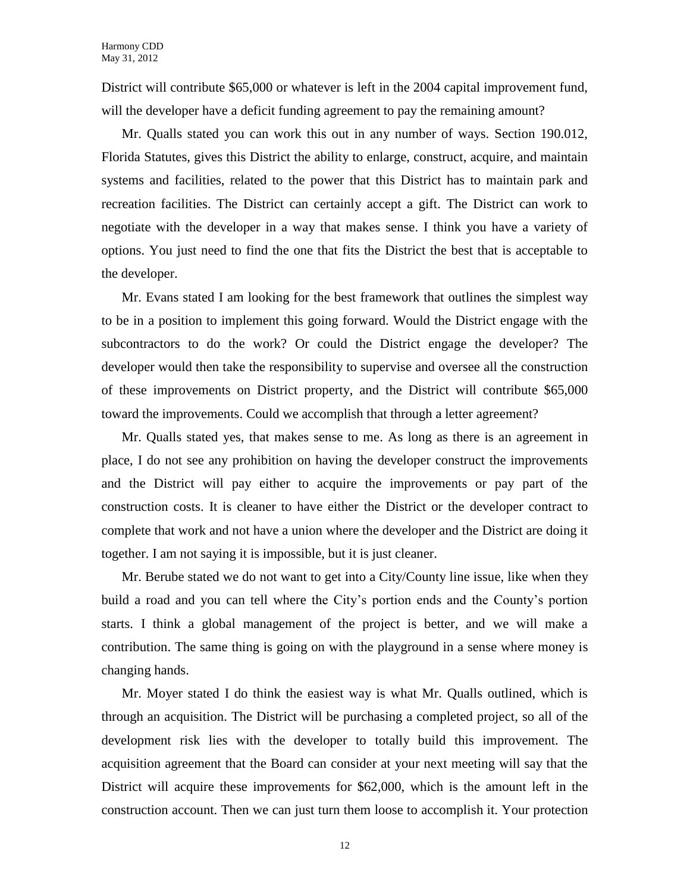District will contribute $65,000 or whatever is left in the 2004 capital improvement fund, will the developer have a deficit funding agreement to pay the remaining amount?

Mr. Qualls stated you can work this out in any number of ways. Section 190.012, Florida Statutes, gives this District the ability to enlarge, construct, acquire, and maintain systems and facilities, related to the power that this District has to maintain park and recreation facilities. The District can certainly accept a gift. The District can work to negotiate with the developer in a way that makes sense. I think you have a variety of options. You just need to find the one that fits the District the best that is acceptable to the developer.

Mr. Evans stated I am looking for the best framework that outlines the simplest way to be in a position to implement this going forward. Would the District engage with the subcontractors to do the work? Or could the District engage the developer? The developer would then take the responsibility to supervise and oversee all the construction of these improvements on District property, and the District will contribute $65,000 toward the improvements. Could we accomplish that through a letter agreement?

Mr. Qualls stated yes, that makes sense to me. As long as there is an agreement in place, I do not see any prohibition on having the developer construct the improvements and the District will pay either to acquire the improvements or pay part of the construction costs. It is cleaner to have either the District or the developer contract to complete that work and not have a union where the developer and the District are doing it together. I am not saying it is impossible, but it is just cleaner.

Mr. Berube stated we do not want to get into a City/County line issue, like when they build a road and you can tell where the City's portion ends and the County's portion starts. I think a global management of the project is better, and we will make a contribution. The same thing is going on with the playground in a sense where money is changing hands.

Mr. Moyer stated I do think the easiest way is what Mr. Qualls outlined, which is through an acquisition. The District will be purchasing a completed project, so all of the development risk lies with the developer to totally build this improvement. The acquisition agreement that the Board can consider at your next meeting will say that the District will acquire these improvements for $62,000, which is the amount left in the construction account. Then we can just turn them loose to accomplish it. Your protection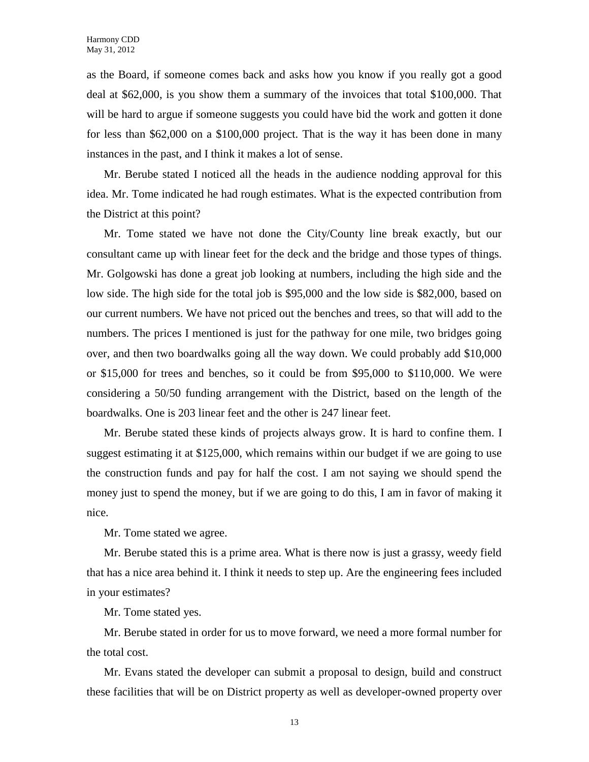as the Board, if someone comes back and asks how you know if you really got a good deal at $62,000, is you show them a summary of the invoices that total $100,000. That will be hard to argue if someone suggests you could have bid the work and gotten it done for less than $62,000 on a $100,000 project. That is the way it has been done in many instances in the past, and I think it makes a lot of sense.

Mr. Berube stated I noticed all the heads in the audience nodding approval for this idea. Mr. Tome indicated he had rough estimates. What is the expected contribution from the District at this point?

Mr. Tome stated we have not done the City/County line break exactly, but our consultant came up with linear feet for the deck and the bridge and those types of things. Mr. Golgowski has done a great job looking at numbers, including the high side and the low side. The high side for the total job is $95,000 and the low side is $82,000, based on our current numbers. We have not priced out the benches and trees, so that will add to the numbers. The prices I mentioned is just for the pathway for one mile, two bridges going over, and then two boardwalks going all the way down. We could probably add $10,000 or $15,000 for trees and benches, so it could be from $95,000 to $110,000. We were considering a 50/50 funding arrangement with the District, based on the length of the boardwalks. One is 203 linear feet and the other is 247 linear feet.

Mr. Berube stated these kinds of projects always grow. It is hard to confine them. I suggest estimating it at $125,000, which remains within our budget if we are going to use the construction funds and pay for half the cost. I am not saying we should spend the money just to spend the money, but if we are going to do this, I am in favor of making it nice.

Mr. Tome stated we agree.

Mr. Berube stated this is a prime area. What is there now is just a grassy, weedy field that has a nice area behind it. I think it needs to step up. Are the engineering fees included in your estimates?

Mr. Tome stated yes.

Mr. Berube stated in order for us to move forward, we need a more formal number for the total cost.

Mr. Evans stated the developer can submit a proposal to design, build and construct these facilities that will be on District property as well as developer-owned property over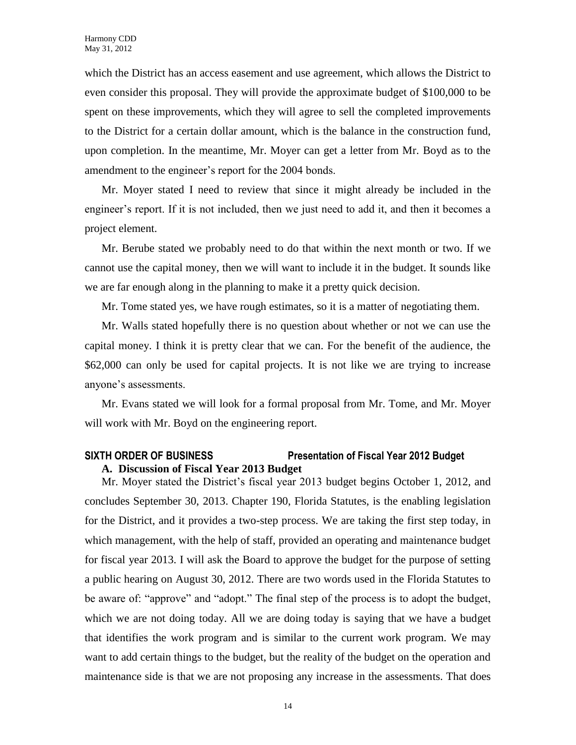which the District has an access easement and use agreement, which allows the District to even consider this proposal. They will provide the approximate budget of $100,000 to be spent on these improvements, which they will agree to sell the completed improvements to the District for a certain dollar amount, which is the balance in the construction fund, upon completion. In the meantime, Mr. Moyer can get a letter from Mr. Boyd as to the amendment to the engineer's report for the 2004 bonds.

Mr. Moyer stated I need to review that since it might already be included in the engineer's report. If it is not included, then we just need to add it, and then it becomes a project element.

Mr. Berube stated we probably need to do that within the next month or two. If we cannot use the capital money, then we will want to include it in the budget. It sounds like we are far enough along in the planning to make it a pretty quick decision.

Mr. Tome stated yes, we have rough estimates, so it is a matter of negotiating them.

Mr. Walls stated hopefully there is no question about whether or not we can use the capital money. I think it is pretty clear that we can. For the benefit of the audience, the $62,000 can only be used for capital projects. It is not like we are trying to increase anyone's assessments.

Mr. Evans stated we will look for a formal proposal from Mr. Tome, and Mr. Moyer will work with Mr. Boyd on the engineering report.

## SIXTH ORDER OF BUSINESS — Presentation of Fiscal Year 2012 Budget

### A. Discussion of Fiscal Year 2013 Budget

Mr. Moyer stated the District's fiscal year 2013 budget begins October 1, 2012, and concludes September 30, 2013. Chapter 190, Florida Statutes, is the enabling legislation for the District, and it provides a two-step process. We are taking the first step today, in which management, with the help of staff, provided an operating and maintenance budget for fiscal year 2013. I will ask the Board to approve the budget for the purpose of setting a public hearing on August 30, 2012. There are two words used in the Florida Statutes to be aware of: "approve" and "adopt." The final step of the process is to adopt the budget, which we are not doing today. All we are doing today is saying that we have a budget that identifies the work program and is similar to the current work program. We may want to add certain things to the budget, but the reality of the budget on the operation and maintenance side is that we are not proposing any increase in the assessments. That does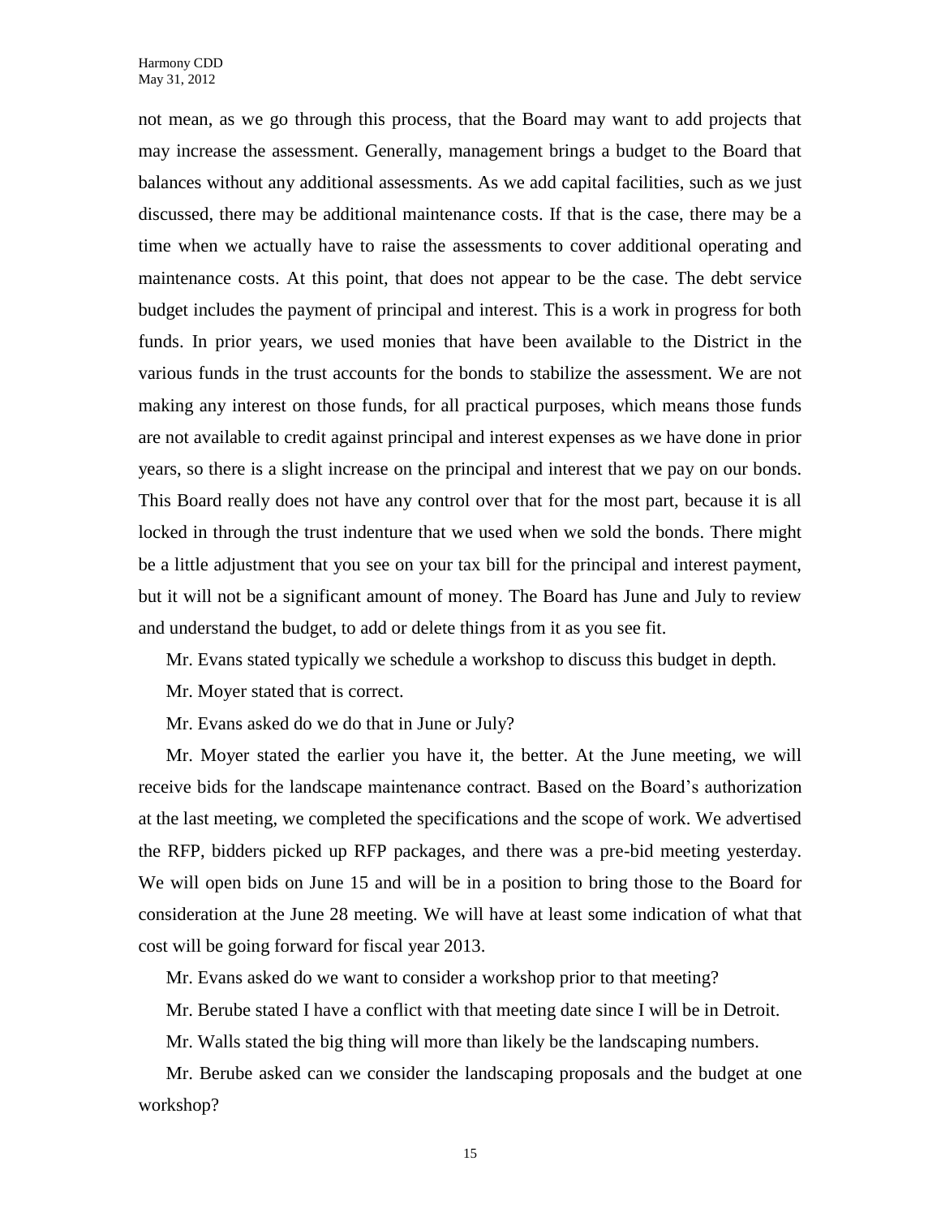not mean, as we go through this process, that the Board may want to add projects that may increase the assessment. Generally, management brings a budget to the Board that balances without any additional assessments. As we add capital facilities, such as we just discussed, there may be additional maintenance costs. If that is the case, there may be a time when we actually have to raise the assessments to cover additional operating and maintenance costs. At this point, that does not appear to be the case. The debt service budget includes the payment of principal and interest. This is a work in progress for both funds. In prior years, we used monies that have been available to the District in the various funds in the trust accounts for the bonds to stabilize the assessment. We are not making any interest on those funds, for all practical purposes, which means those funds are not available to credit against principal and interest expenses as we have done in prior years, so there is a slight increase on the principal and interest that we pay on our bonds. This Board really does not have any control over that for the most part, because it is all locked in through the trust indenture that we used when we sold the bonds. There might be a little adjustment that you see on your tax bill for the principal and interest payment, but it will not be a significant amount of money. The Board has June and July to review and understand the budget, to add or delete things from it as you see fit.

Mr. Evans stated typically we schedule a workshop to discuss this budget in depth.

Mr. Moyer stated that is correct.

Mr. Evans asked do we do that in June or July?

Mr. Moyer stated the earlier you have it, the better. At the June meeting, we will receive bids for the landscape maintenance contract. Based on the Board's authorization at the last meeting, we completed the specifications and the scope of work. We advertised the RFP, bidders picked up RFP packages, and there was a pre-bid meeting yesterday. We will open bids on June 15 and will be in a position to bring those to the Board for consideration at the June 28 meeting. We will have at least some indication of what that cost will be going forward for fiscal year 2013.

Mr. Evans asked do we want to consider a workshop prior to that meeting?

Mr. Berube stated I have a conflict with that meeting date since I will be in Detroit.

Mr. Walls stated the big thing will more than likely be the landscaping numbers.

Mr. Berube asked can we consider the landscaping proposals and the budget at one workshop?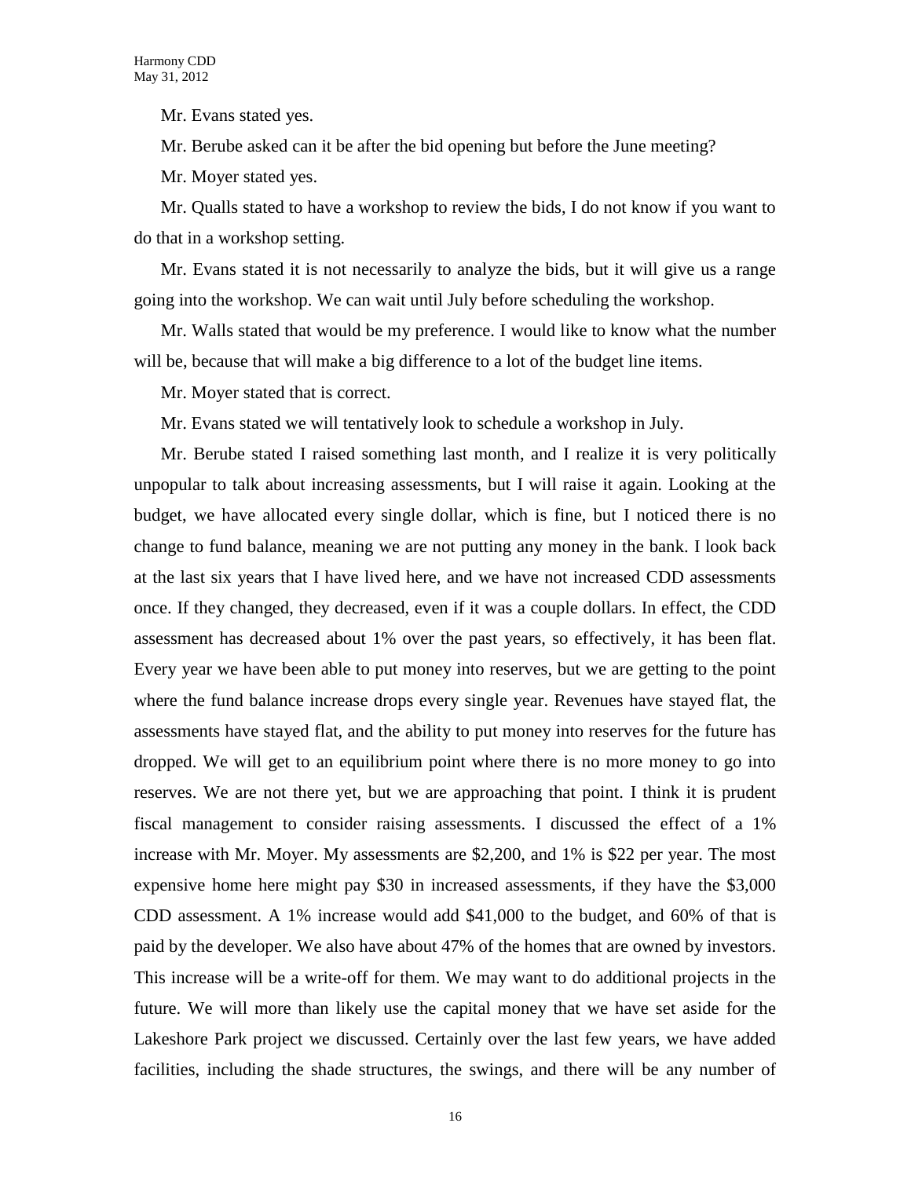Mr. Evans stated yes.

Mr. Berube asked can it be after the bid opening but before the June meeting?

Mr. Moyer stated yes.

Mr. Qualls stated to have a workshop to review the bids, I do not know if you want to do that in a workshop setting.

Mr. Evans stated it is not necessarily to analyze the bids, but it will give us a range going into the workshop. We can wait until July before scheduling the workshop.

Mr. Walls stated that would be my preference. I would like to know what the number will be, because that will make a big difference to a lot of the budget line items.

Mr. Moyer stated that is correct.

Mr. Evans stated we will tentatively look to schedule a workshop in July.

Mr. Berube stated I raised something last month, and I realize it is very politically unpopular to talk about increasing assessments, but I will raise it again. Looking at the budget, we have allocated every single dollar, which is fine, but I noticed there is no change to fund balance, meaning we are not putting any money in the bank. I look back at the last six years that I have lived here, and we have not increased CDD assessments once. If they changed, they decreased, even if it was a couple dollars. In effect, the CDD assessment has decreased about 1% over the past years, so effectively, it has been flat. Every year we have been able to put money into reserves, but we are getting to the point where the fund balance increase drops every single year. Revenues have stayed flat, the assessments have stayed flat, and the ability to put money into reserves for the future has dropped. We will get to an equilibrium point where there is no more money to go into reserves. We are not there yet, but we are approaching that point. I think it is prudent fiscal management to consider raising assessments. I discussed the effect of a 1% increase with Mr. Moyer. My assessments are $2,200, and 1% is $22 per year. The most expensive home here might pay $30 in increased assessments, if they have the $3,000 CDD assessment. A 1% increase would add $41,000 to the budget, and 60% of that is paid by the developer. We also have about 47% of the homes that are owned by investors. This increase will be a write-off for them. We may want to do additional projects in the future. We will more than likely use the capital money that we have set aside for the Lakeshore Park project we discussed. Certainly over the last few years, we have added facilities, including the shade structures, the swings, and there will be any number of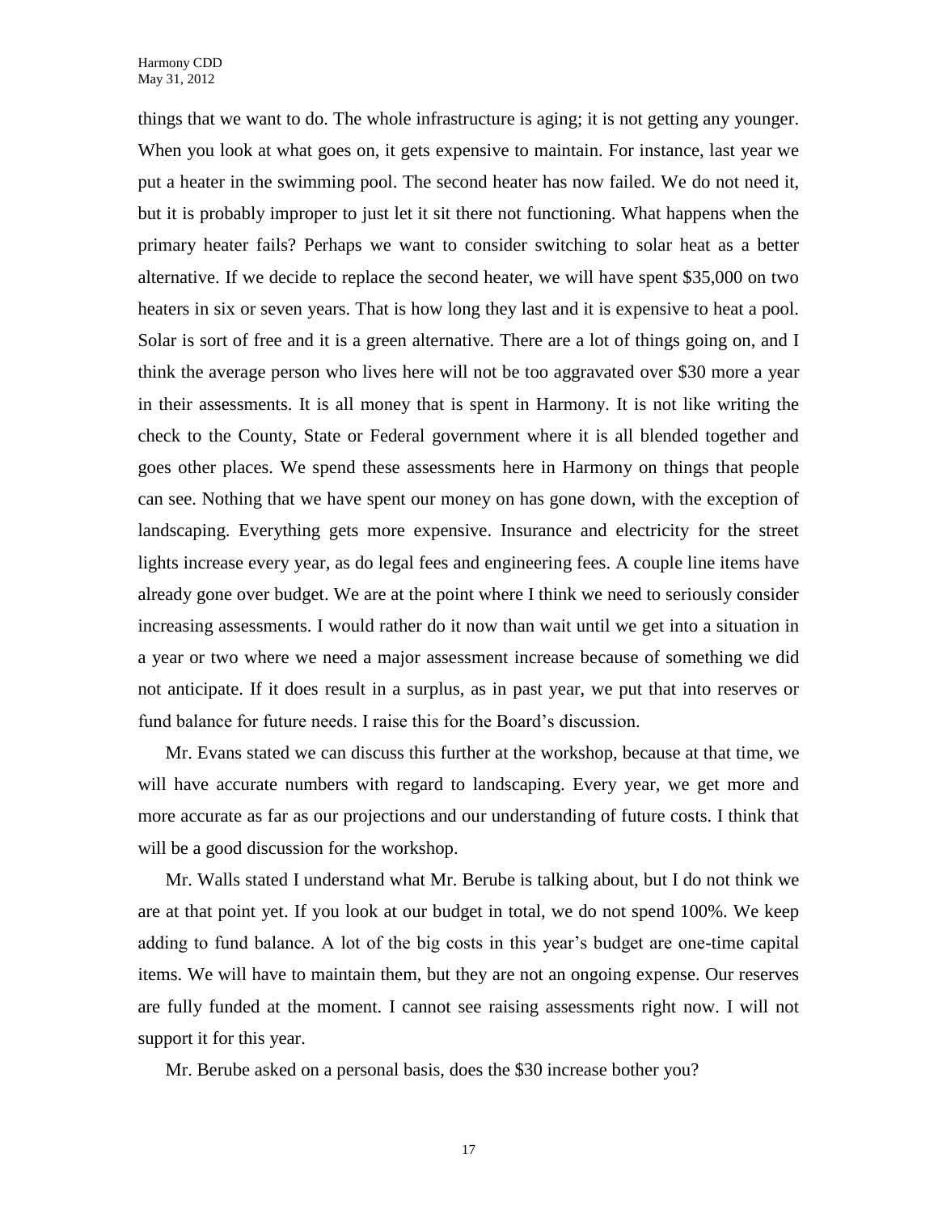things that we want to do. The whole infrastructure is aging; it is not getting any younger. When you look at what goes on, it gets expensive to maintain. For instance, last year we put a heater in the swimming pool. The second heater has now failed. We do not need it, but it is probably improper to just let it sit there not functioning. What happens when the primary heater fails? Perhaps we want to consider switching to solar heat as a better alternative. If we decide to replace the second heater, we will have spent $35,000 on two heaters in six or seven years. That is how long they last and it is expensive to heat a pool. Solar is sort of free and it is a green alternative. There are a lot of things going on, and I think the average person who lives here will not be too aggravated over $30 more a year in their assessments. It is all money that is spent in Harmony. It is not like writing the check to the County, State or Federal government where it is all blended together and goes other places. We spend these assessments here in Harmony on things that people can see. Nothing that we have spent our money on has gone down, with the exception of landscaping. Everything gets more expensive. Insurance and electricity for the street lights increase every year, as do legal fees and engineering fees. A couple line items have already gone over budget. We are at the point where I think we need to seriously consider increasing assessments. I would rather do it now than wait until we get into a situation in a year or two where we need a major assessment increase because of something we did not anticipate. If it does result in a surplus, as in past year, we put that into reserves or fund balance for future needs. I raise this for the Board's discussion.

Mr. Evans stated we can discuss this further at the workshop, because at that time, we will have accurate numbers with regard to landscaping. Every year, we get more and more accurate as far as our projections and our understanding of future costs. I think that will be a good discussion for the workshop.

Mr. Walls stated I understand what Mr. Berube is talking about, but I do not think we are at that point yet. If you look at our budget in total, we do not spend 100%. We keep adding to fund balance. A lot of the big costs in this year's budget are one-time capital items. We will have to maintain them, but they are not an ongoing expense. Our reserves are fully funded at the moment. I cannot see raising assessments right now. I will not support it for this year.

Mr. Berube asked on a personal basis, does the $30 increase bother you?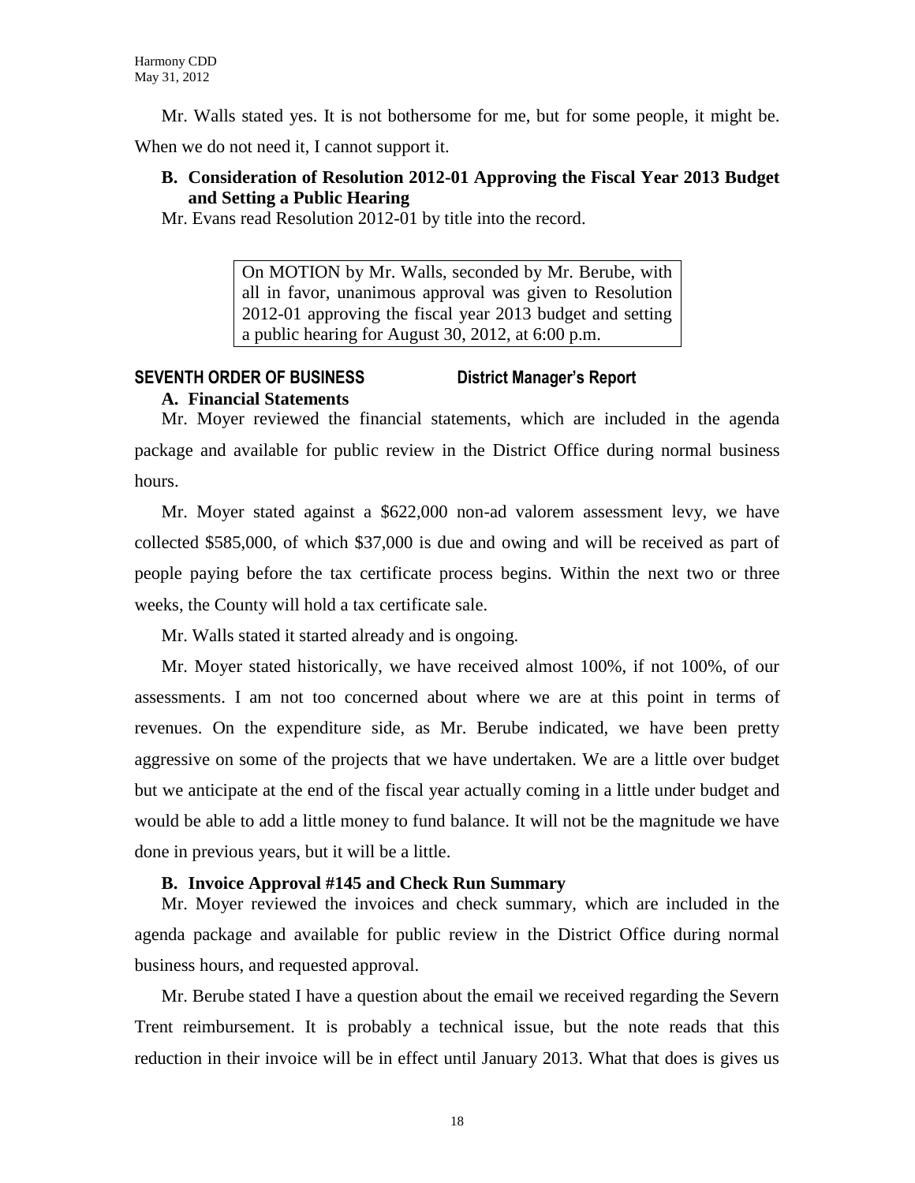Mr. Walls stated yes. It is not bothersome for me, but for some people, it might be. When we do not need it, I cannot support it.

### B. Consideration of Resolution 2012-01 Approving the Fiscal Year 2013 Budget and Setting a Public Hearing

Mr. Evans read Resolution 2012-01 by title into the record.

> On MOTION by Mr. Walls, seconded by Mr. Berube, with all in favor, unanimous approval was given to Resolution 2012-01 approving the fiscal year 2013 budget and setting a public hearing for August 30, 2012, at 6:00 p.m.

## SEVENTH ORDER OF BUSINESS District Manager's Report

### A. Financial Statements

Mr. Moyer reviewed the financial statements, which are included in the agenda package and available for public review in the District Office during normal business hours.

Mr. Moyer stated against a $622,000 non-ad valorem assessment levy, we have collected $585,000, of which $37,000 is due and owing and will be received as part of people paying before the tax certificate process begins. Within the next two or three weeks, the County will hold a tax certificate sale.

Mr. Walls stated it started already and is ongoing.

Mr. Moyer stated historically, we have received almost 100%, if not 100%, of our assessments. I am not too concerned about where we are at this point in terms of revenues. On the expenditure side, as Mr. Berube indicated, we have been pretty aggressive on some of the projects that we have undertaken. We are a little over budget but we anticipate at the end of the fiscal year actually coming in a little under budget and would be able to add a little money to fund balance. It will not be the magnitude we have done in previous years, but it will be a little.

### B. Invoice Approval #145 and Check Run Summary

Mr. Moyer reviewed the invoices and check summary, which are included in the agenda package and available for public review in the District Office during normal business hours, and requested approval.

Mr. Berube stated I have a question about the email we received regarding the Severn Trent reimbursement. It is probably a technical issue, but the note reads that this reduction in their invoice will be in effect until January 2013. What that does is gives us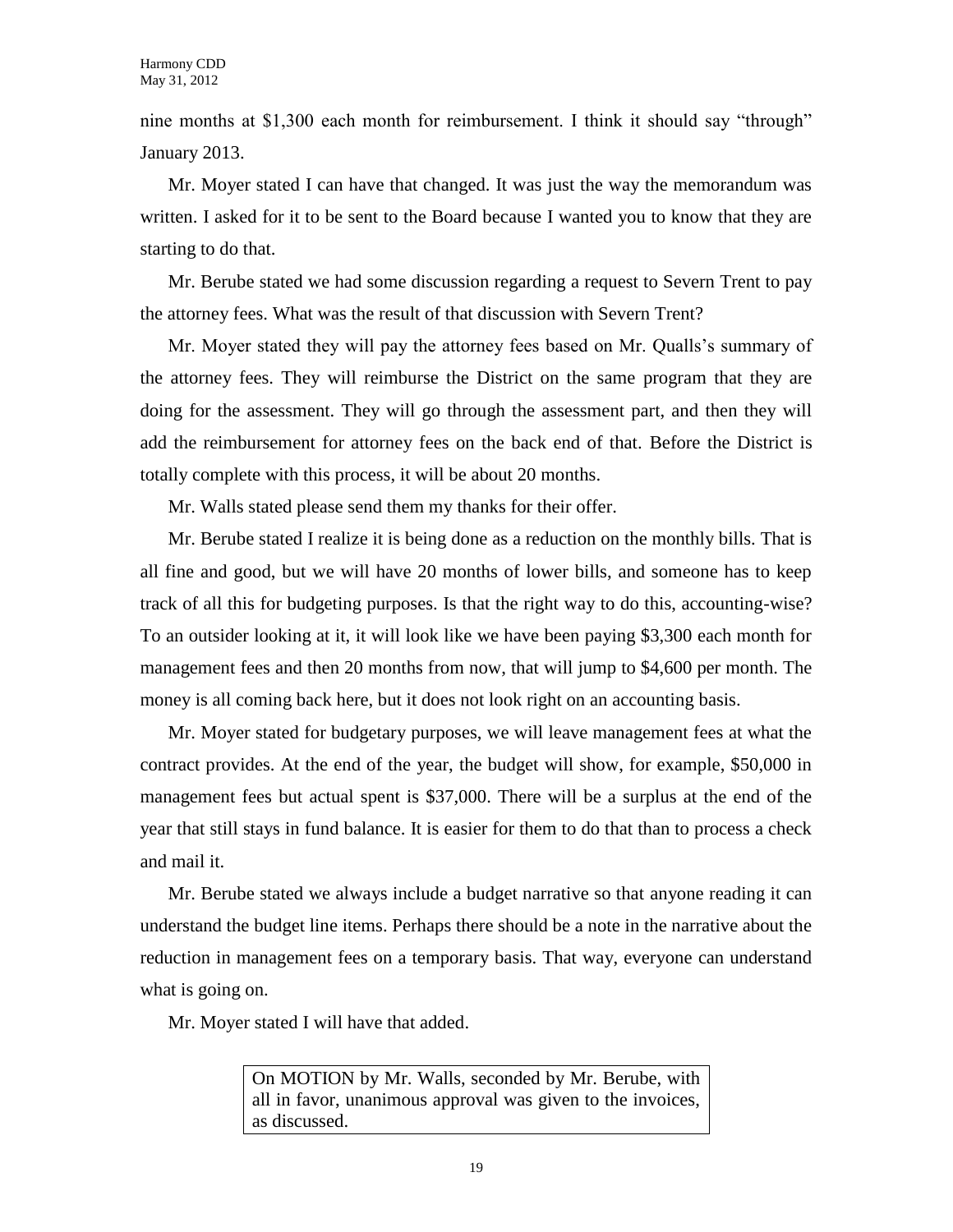nine months at $1,300 each month for reimbursement. I think it should say "through" January 2013.

Mr. Moyer stated I can have that changed. It was just the way the memorandum was written. I asked for it to be sent to the Board because I wanted you to know that they are starting to do that.

Mr. Berube stated we had some discussion regarding a request to Severn Trent to pay the attorney fees. What was the result of that discussion with Severn Trent?

Mr. Moyer stated they will pay the attorney fees based on Mr. Qualls's summary of the attorney fees. They will reimburse the District on the same program that they are doing for the assessment. They will go through the assessment part, and then they will add the reimbursement for attorney fees on the back end of that. Before the District is totally complete with this process, it will be about 20 months.

Mr. Walls stated please send them my thanks for their offer.

Mr. Berube stated I realize it is being done as a reduction on the monthly bills. That is all fine and good, but we will have 20 months of lower bills, and someone has to keep track of all this for budgeting purposes. Is that the right way to do this, accounting-wise? To an outsider looking at it, it will look like we have been paying $3,300 each month for management fees and then 20 months from now, that will jump to $4,600 per month. The money is all coming back here, but it does not look right on an accounting basis.

Mr. Moyer stated for budgetary purposes, we will leave management fees at what the contract provides. At the end of the year, the budget will show, for example, $50,000 in management fees but actual spent is $37,000. There will be a surplus at the end of the year that still stays in fund balance. It is easier for them to do that than to process a check and mail it.

Mr. Berube stated we always include a budget narrative so that anyone reading it can understand the budget line items. Perhaps there should be a note in the narrative about the reduction in management fees on a temporary basis. That way, everyone can understand what is going on.

Mr. Moyer stated I will have that added.

> On MOTION by Mr. Walls, seconded by Mr. Berube, with all in favor, unanimous approval was given to the invoices, as discussed.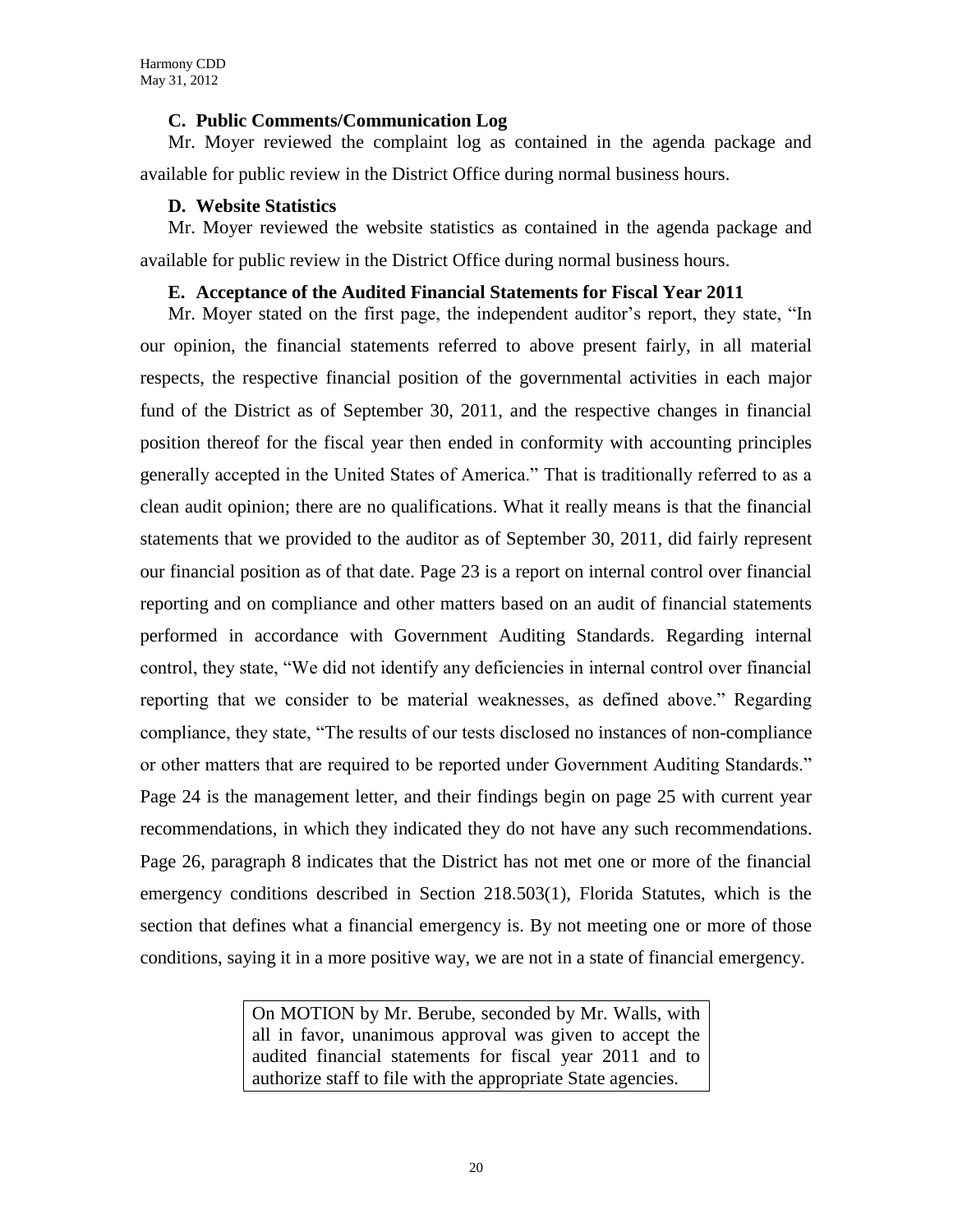**C. Public Comments/Communication Log**

Mr. Moyer reviewed the complaint log as contained in the agenda package and available for public review in the District Office during normal business hours.

**D. Website Statistics**

Mr. Moyer reviewed the website statistics as contained in the agenda package and available for public review in the District Office during normal business hours.

**E. Acceptance of the Audited Financial Statements for Fiscal Year 2011**

Mr. Moyer stated on the first page, the independent auditor's report, they state, "In our opinion, the financial statements referred to above present fairly, in all material respects, the respective financial position of the governmental activities in each major fund of the District as of September 30, 2011, and the respective changes in financial position thereof for the fiscal year then ended in conformity with accounting principles generally accepted in the United States of America." That is traditionally referred to as a clean audit opinion; there are no qualifications. What it really means is that the financial statements that we provided to the auditor as of September 30, 2011, did fairly represent our financial position as of that date. Page 23 is a report on internal control over financial reporting and on compliance and other matters based on an audit of financial statements performed in accordance with Government Auditing Standards. Regarding internal control, they state, "We did not identify any deficiencies in internal control over financial reporting that we consider to be material weaknesses, as defined above." Regarding compliance, they state, "The results of our tests disclosed no instances of non-compliance or other matters that are required to be reported under Government Auditing Standards." Page 24 is the management letter, and their findings begin on page 25 with current year recommendations, in which they indicated they do not have any such recommendations. Page 26, paragraph 8 indicates that the District has not met one or more of the financial emergency conditions described in Section 218.503(1), Florida Statutes, which is the section that defines what a financial emergency is. By not meeting one or more of those conditions, saying it in a more positive way, we are not in a state of financial emergency.

> On MOTION by Mr. Berube, seconded by Mr. Walls, with all in favor, unanimous approval was given to accept the audited financial statements for fiscal year 2011 and to authorize staff to file with the appropriate State agencies.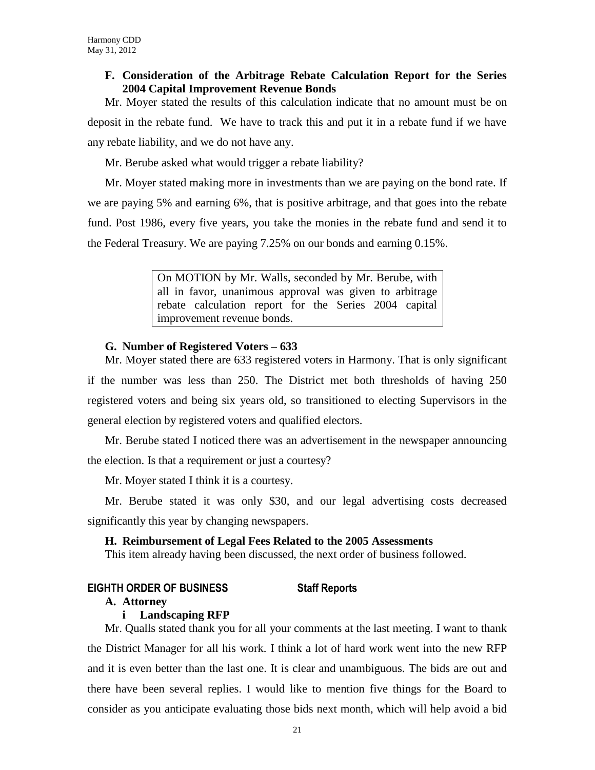### F. Consideration of the Arbitrage Rebate Calculation Report for the Series 2004 Capital Improvement Revenue Bonds

Mr. Moyer stated the results of this calculation indicate that no amount must be on deposit in the rebate fund. We have to track this and put it in a rebate fund if we have any rebate liability, and we do not have any.

Mr. Berube asked what would trigger a rebate liability?

Mr. Moyer stated making more in investments than we are paying on the bond rate. If we are paying 5% and earning 6%, that is positive arbitrage, and that goes into the rebate fund. Post 1986, every five years, you take the monies in the rebate fund and send it to the Federal Treasury. We are paying 7.25% on our bonds and earning 0.15%.

> On MOTION by Mr. Walls, seconded by Mr. Berube, with all in favor, unanimous approval was given to arbitrage rebate calculation report for the Series 2004 capital improvement revenue bonds.

### G. Number of Registered Voters – 633

Mr. Moyer stated there are 633 registered voters in Harmony. That is only significant if the number was less than 250. The District met both thresholds of having 250 registered voters and being six years old, so transitioned to electing Supervisors in the general election by registered voters and qualified electors.

Mr. Berube stated I noticed there was an advertisement in the newspaper announcing the election. Is that a requirement or just a courtesy?

Mr. Moyer stated I think it is a courtesy.

Mr. Berube stated it was only $30, and our legal advertising costs decreased significantly this year by changing newspapers.

### H. Reimbursement of Legal Fees Related to the 2005 Assessments

This item already having been discussed, the next order of business followed.

## EIGHTH ORDER OF BUSINESS Staff Reports

### A. Attorney

#### i Landscaping RFP

Mr. Qualls stated thank you for all your comments at the last meeting. I want to thank the District Manager for all his work. I think a lot of hard work went into the new RFP and it is even better than the last one. It is clear and unambiguous. The bids are out and there have been several replies. I would like to mention five things for the Board to consider as you anticipate evaluating those bids next month, which will help avoid a bid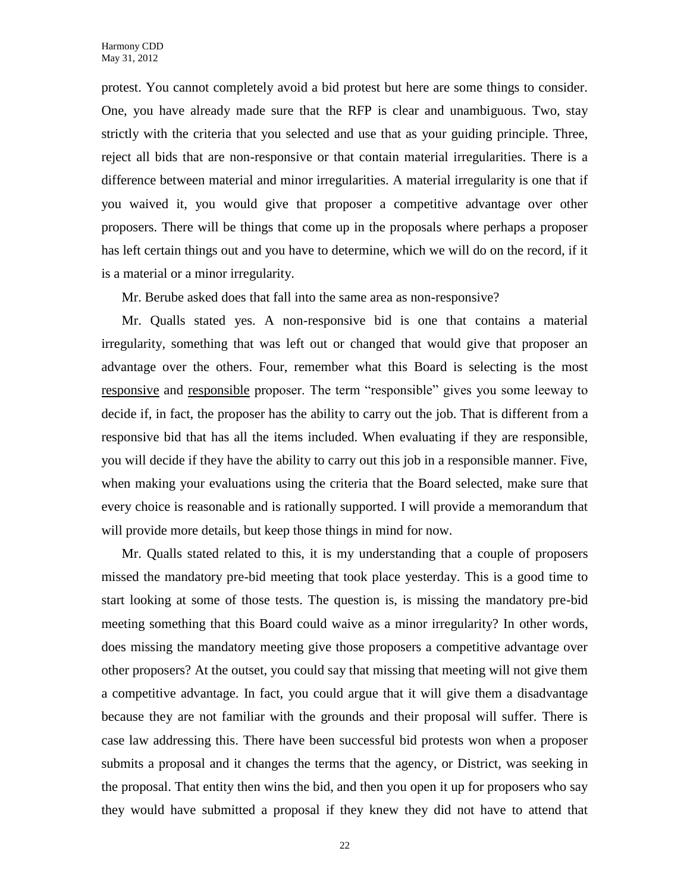protest. You cannot completely avoid a bid protest but here are some things to consider. One, you have already made sure that the RFP is clear and unambiguous. Two, stay strictly with the criteria that you selected and use that as your guiding principle. Three, reject all bids that are non-responsive or that contain material irregularities. There is a difference between material and minor irregularities. A material irregularity is one that if you waived it, you would give that proposer a competitive advantage over other proposers. There will be things that come up in the proposals where perhaps a proposer has left certain things out and you have to determine, which we will do on the record, if it is a material or a minor irregularity.

Mr. Berube asked does that fall into the same area as non-responsive?

Mr. Qualls stated yes. A non-responsive bid is one that contains a material irregularity, something that was left out or changed that would give that proposer an advantage over the others. Four, remember what this Board is selecting is the most <u>responsive</u> and <u>responsible</u> proposer. The term "responsible" gives you some leeway to decide if, in fact, the proposer has the ability to carry out the job. That is different from a responsive bid that has all the items included. When evaluating if they are responsible, you will decide if they have the ability to carry out this job in a responsible manner. Five, when making your evaluations using the criteria that the Board selected, make sure that every choice is reasonable and is rationally supported. I will provide a memorandum that will provide more details, but keep those things in mind for now.

Mr. Qualls stated related to this, it is my understanding that a couple of proposers missed the mandatory pre-bid meeting that took place yesterday. This is a good time to start looking at some of those tests. The question is, is missing the mandatory pre-bid meeting something that this Board could waive as a minor irregularity? In other words, does missing the mandatory meeting give those proposers a competitive advantage over other proposers? At the outset, you could say that missing that meeting will not give them a competitive advantage. In fact, you could argue that it will give them a disadvantage because they are not familiar with the grounds and their proposal will suffer. There is case law addressing this. There have been successful bid protests won when a proposer submits a proposal and it changes the terms that the agency, or District, was seeking in the proposal. That entity then wins the bid, and then you open it up for proposers who say they would have submitted a proposal if they knew they did not have to attend that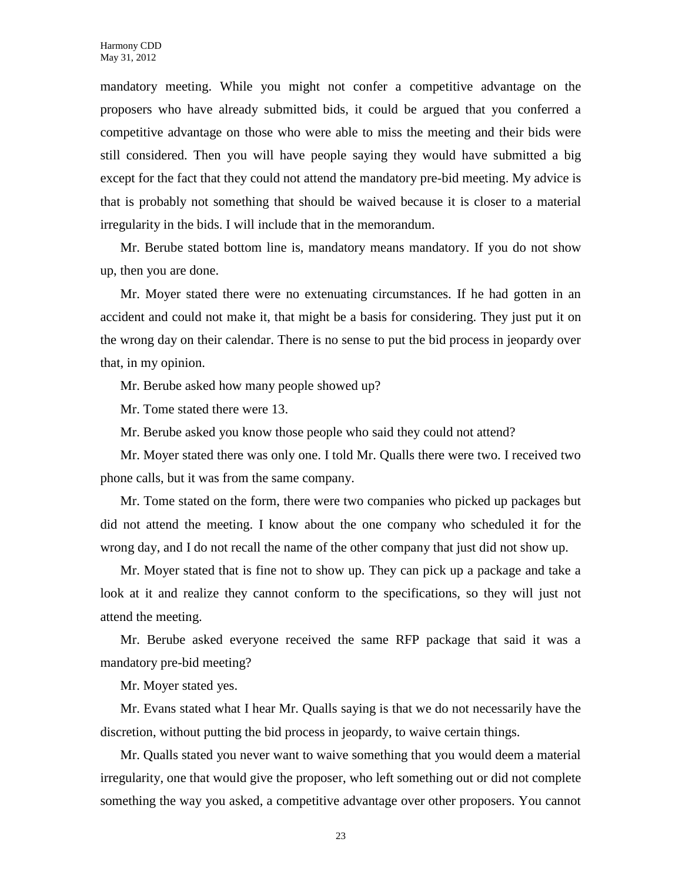mandatory meeting. While you might not confer a competitive advantage on the proposers who have already submitted bids, it could be argued that you conferred a competitive advantage on those who were able to miss the meeting and their bids were still considered. Then you will have people saying they would have submitted a big except for the fact that they could not attend the mandatory pre-bid meeting. My advice is that is probably not something that should be waived because it is closer to a material irregularity in the bids. I will include that in the memorandum.

Mr. Berube stated bottom line is, mandatory means mandatory. If you do not show up, then you are done.

Mr. Moyer stated there were no extenuating circumstances. If he had gotten in an accident and could not make it, that might be a basis for considering. They just put it on the wrong day on their calendar. There is no sense to put the bid process in jeopardy over that, in my opinion.

Mr. Berube asked how many people showed up?

Mr. Tome stated there were 13.

Mr. Berube asked you know those people who said they could not attend?

Mr. Moyer stated there was only one. I told Mr. Qualls there were two. I received two phone calls, but it was from the same company.

Mr. Tome stated on the form, there were two companies who picked up packages but did not attend the meeting. I know about the one company who scheduled it for the wrong day, and I do not recall the name of the other company that just did not show up.

Mr. Moyer stated that is fine not to show up. They can pick up a package and take a look at it and realize they cannot conform to the specifications, so they will just not attend the meeting.

Mr. Berube asked everyone received the same RFP package that said it was a mandatory pre-bid meeting?

Mr. Moyer stated yes.

Mr. Evans stated what I hear Mr. Qualls saying is that we do not necessarily have the discretion, without putting the bid process in jeopardy, to waive certain things.

Mr. Qualls stated you never want to waive something that you would deem a material irregularity, one that would give the proposer, who left something out or did not complete something the way you asked, a competitive advantage over other proposers. You cannot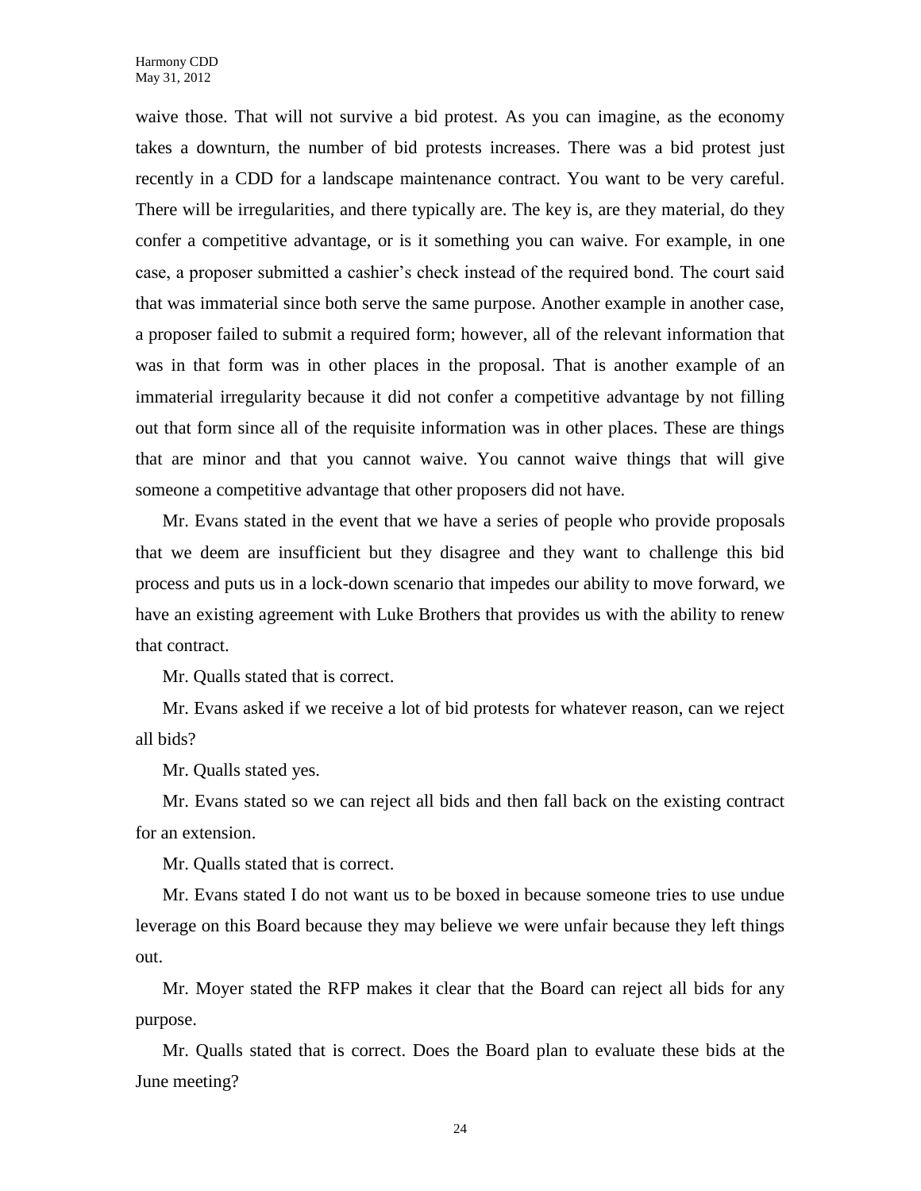waive those. That will not survive a bid protest. As you can imagine, as the economy takes a downturn, the number of bid protests increases. There was a bid protest just recently in a CDD for a landscape maintenance contract. You want to be very careful. There will be irregularities, and there typically are. The key is, are they material, do they confer a competitive advantage, or is it something you can waive. For example, in one case, a proposer submitted a cashier's check instead of the required bond. The court said that was immaterial since both serve the same purpose. Another example in another case, a proposer failed to submit a required form; however, all of the relevant information that was in that form was in other places in the proposal. That is another example of an immaterial irregularity because it did not confer a competitive advantage by not filling out that form since all of the requisite information was in other places. These are things that are minor and that you cannot waive. You cannot waive things that will give someone a competitive advantage that other proposers did not have.

Mr. Evans stated in the event that we have a series of people who provide proposals that we deem are insufficient but they disagree and they want to challenge this bid process and puts us in a lock-down scenario that impedes our ability to move forward, we have an existing agreement with Luke Brothers that provides us with the ability to renew that contract.

Mr. Qualls stated that is correct.

Mr. Evans asked if we receive a lot of bid protests for whatever reason, can we reject all bids?

Mr. Qualls stated yes.

Mr. Evans stated so we can reject all bids and then fall back on the existing contract for an extension.

Mr. Qualls stated that is correct.

Mr. Evans stated I do not want us to be boxed in because someone tries to use undue leverage on this Board because they may believe we were unfair because they left things out.

Mr. Moyer stated the RFP makes it clear that the Board can reject all bids for any purpose.

Mr. Qualls stated that is correct. Does the Board plan to evaluate these bids at the June meeting?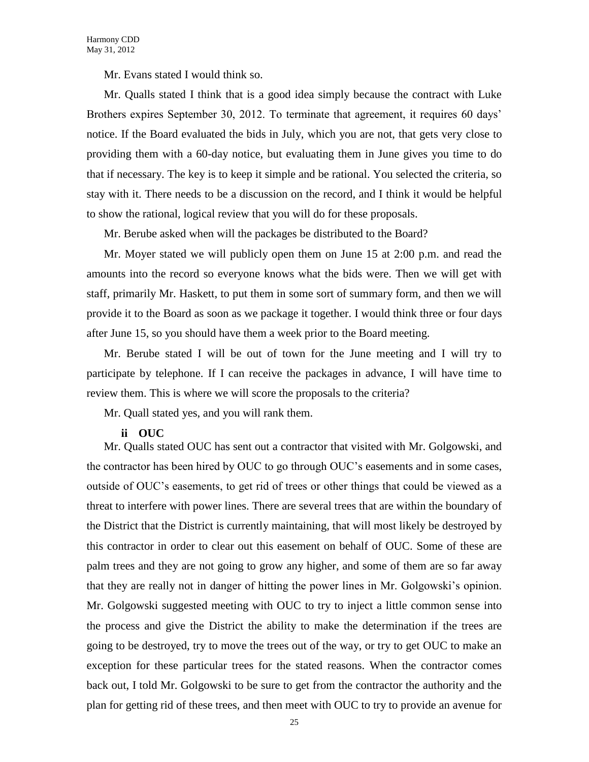Mr. Evans stated I would think so.

Mr. Qualls stated I think that is a good idea simply because the contract with Luke Brothers expires September 30, 2012. To terminate that agreement, it requires 60 days' notice. If the Board evaluated the bids in July, which you are not, that gets very close to providing them with a 60-day notice, but evaluating them in June gives you time to do that if necessary. The key is to keep it simple and be rational. You selected the criteria, so stay with it. There needs to be a discussion on the record, and I think it would be helpful to show the rational, logical review that you will do for these proposals.

Mr. Berube asked when will the packages be distributed to the Board?

Mr. Moyer stated we will publicly open them on June 15 at 2:00 p.m. and read the amounts into the record so everyone knows what the bids were. Then we will get with staff, primarily Mr. Haskett, to put them in some sort of summary form, and then we will provide it to the Board as soon as we package it together. I would think three or four days after June 15, so you should have them a week prior to the Board meeting.

Mr. Berube stated I will be out of town for the June meeting and I will try to participate by telephone. If I can receive the packages in advance, I will have time to review them. This is where we will score the proposals to the criteria?

Mr. Quall stated yes, and you will rank them.

**ii OUC**

Mr. Qualls stated OUC has sent out a contractor that visited with Mr. Golgowski, and the contractor has been hired by OUC to go through OUC's easements and in some cases, outside of OUC's easements, to get rid of trees or other things that could be viewed as a threat to interfere with power lines. There are several trees that are within the boundary of the District that the District is currently maintaining, that will most likely be destroyed by this contractor in order to clear out this easement on behalf of OUC. Some of these are palm trees and they are not going to grow any higher, and some of them are so far away that they are really not in danger of hitting the power lines in Mr. Golgowski's opinion. Mr. Golgowski suggested meeting with OUC to try to inject a little common sense into the process and give the District the ability to make the determination if the trees are going to be destroyed, try to move the trees out of the way, or try to get OUC to make an exception for these particular trees for the stated reasons. When the contractor comes back out, I told Mr. Golgowski to be sure to get from the contractor the authority and the plan for getting rid of these trees, and then meet with OUC to try to provide an avenue for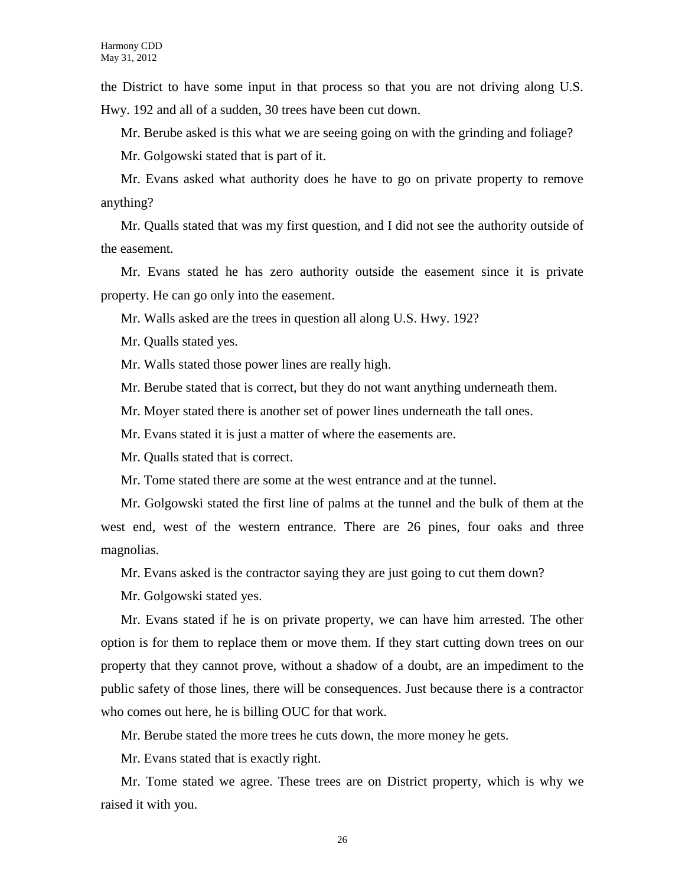the District to have some input in that process so that you are not driving along U.S. Hwy. 192 and all of a sudden, 30 trees have been cut down.

Mr. Berube asked is this what we are seeing going on with the grinding and foliage?

Mr. Golgowski stated that is part of it.

Mr. Evans asked what authority does he have to go on private property to remove anything?

Mr. Qualls stated that was my first question, and I did not see the authority outside of the easement.

Mr. Evans stated he has zero authority outside the easement since it is private property. He can go only into the easement.

Mr. Walls asked are the trees in question all along U.S. Hwy. 192?

Mr. Qualls stated yes.

Mr. Walls stated those power lines are really high.

Mr. Berube stated that is correct, but they do not want anything underneath them.

Mr. Moyer stated there is another set of power lines underneath the tall ones.

Mr. Evans stated it is just a matter of where the easements are.

Mr. Qualls stated that is correct.

Mr. Tome stated there are some at the west entrance and at the tunnel.

Mr. Golgowski stated the first line of palms at the tunnel and the bulk of them at the west end, west of the western entrance. There are 26 pines, four oaks and three magnolias.

Mr. Evans asked is the contractor saying they are just going to cut them down?

Mr. Golgowski stated yes.

Mr. Evans stated if he is on private property, we can have him arrested. The other option is for them to replace them or move them. If they start cutting down trees on our property that they cannot prove, without a shadow of a doubt, are an impediment to the public safety of those lines, there will be consequences. Just because there is a contractor who comes out here, he is billing OUC for that work.

Mr. Berube stated the more trees he cuts down, the more money he gets.

Mr. Evans stated that is exactly right.

Mr. Tome stated we agree. These trees are on District property, which is why we raised it with you.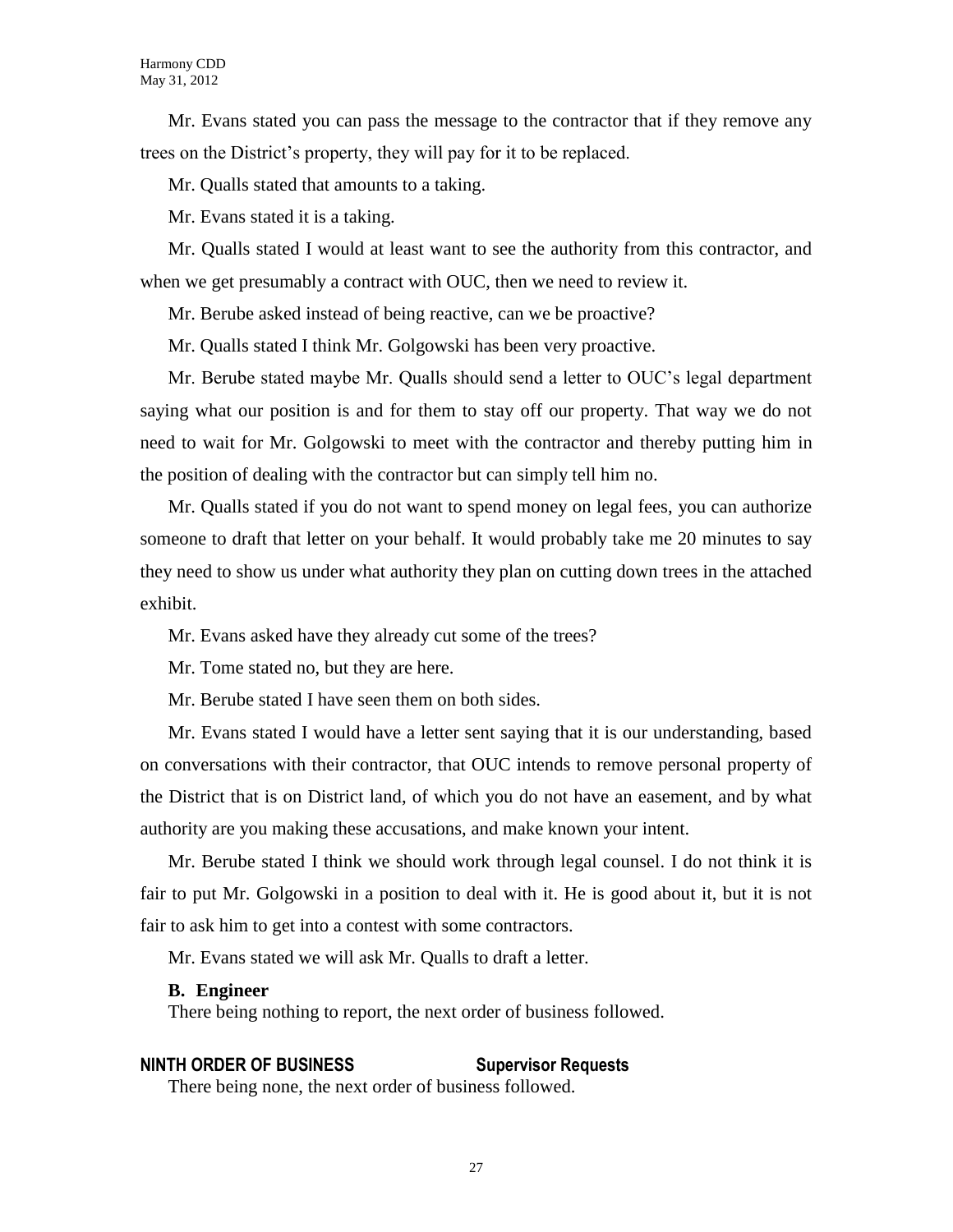Mr. Evans stated you can pass the message to the contractor that if they remove any trees on the District's property, they will pay for it to be replaced.

Mr. Qualls stated that amounts to a taking.

Mr. Evans stated it is a taking.

Mr. Qualls stated I would at least want to see the authority from this contractor, and when we get presumably a contract with OUC, then we need to review it.

Mr. Berube asked instead of being reactive, can we be proactive?

Mr. Qualls stated I think Mr. Golgowski has been very proactive.

Mr. Berube stated maybe Mr. Qualls should send a letter to OUC's legal department saying what our position is and for them to stay off our property. That way we do not need to wait for Mr. Golgowski to meet with the contractor and thereby putting him in the position of dealing with the contractor but can simply tell him no.

Mr. Qualls stated if you do not want to spend money on legal fees, you can authorize someone to draft that letter on your behalf. It would probably take me 20 minutes to say they need to show us under what authority they plan on cutting down trees in the attached exhibit.

Mr. Evans asked have they already cut some of the trees?

Mr. Tome stated no, but they are here.

Mr. Berube stated I have seen them on both sides.

Mr. Evans stated I would have a letter sent saying that it is our understanding, based on conversations with their contractor, that OUC intends to remove personal property of the District that is on District land, of which you do not have an easement, and by what authority are you making these accusations, and make known your intent.

Mr. Berube stated I think we should work through legal counsel. I do not think it is fair to put Mr. Golgowski in a position to deal with it. He is good about it, but it is not fair to ask him to get into a contest with some contractors.

Mr. Evans stated we will ask Mr. Qualls to draft a letter.

**B. Engineer**

There being nothing to report, the next order of business followed.

**NINTH ORDER OF BUSINESS Supervisor Requests**

There being none, the next order of business followed.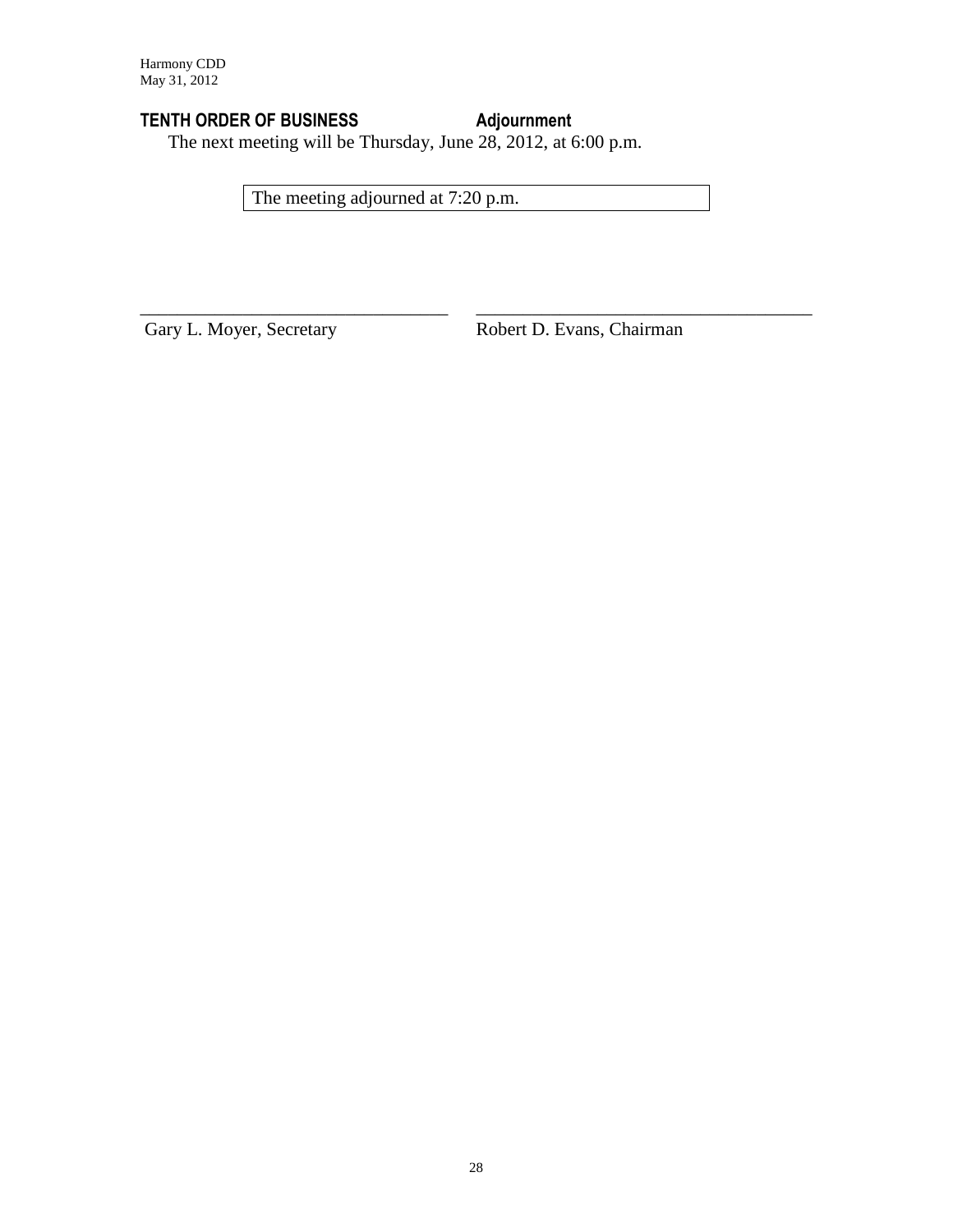**TENTH ORDER OF BUSINESS Adjournment**

The next meeting will be Thursday, June 28, 2012, at 6:00 p.m.

The meeting adjourned at 7:20 p.m.

\_\_\_\_\_\_\_\_\_\_\_\_\_\_\_\_\_\_\_\_\_\_\_\_\_\_\_\_\_\_\_\_\_\_\_\_ \_\_\_\_\_\_\_\_\_\_\_\_\_\_\_\_\_\_\_\_\_\_\_\_\_\_\_\_\_\_\_\_\_\_\_\_\_\_\_

Gary L. Moyer, Secretary Robert D. Evans, Chairman